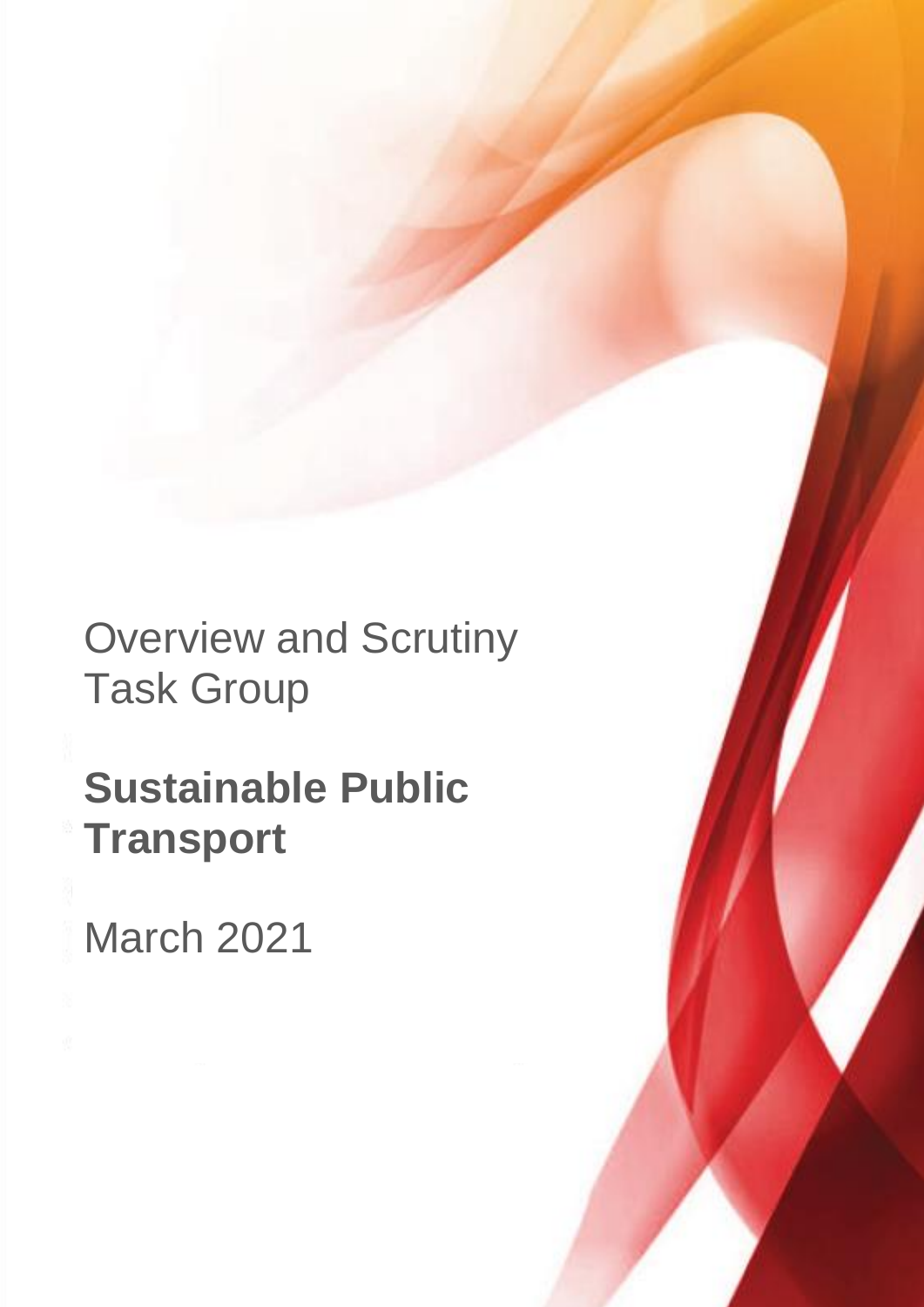Overview and Scrutiny Task Group

# Sustainable Public Transport

March 2021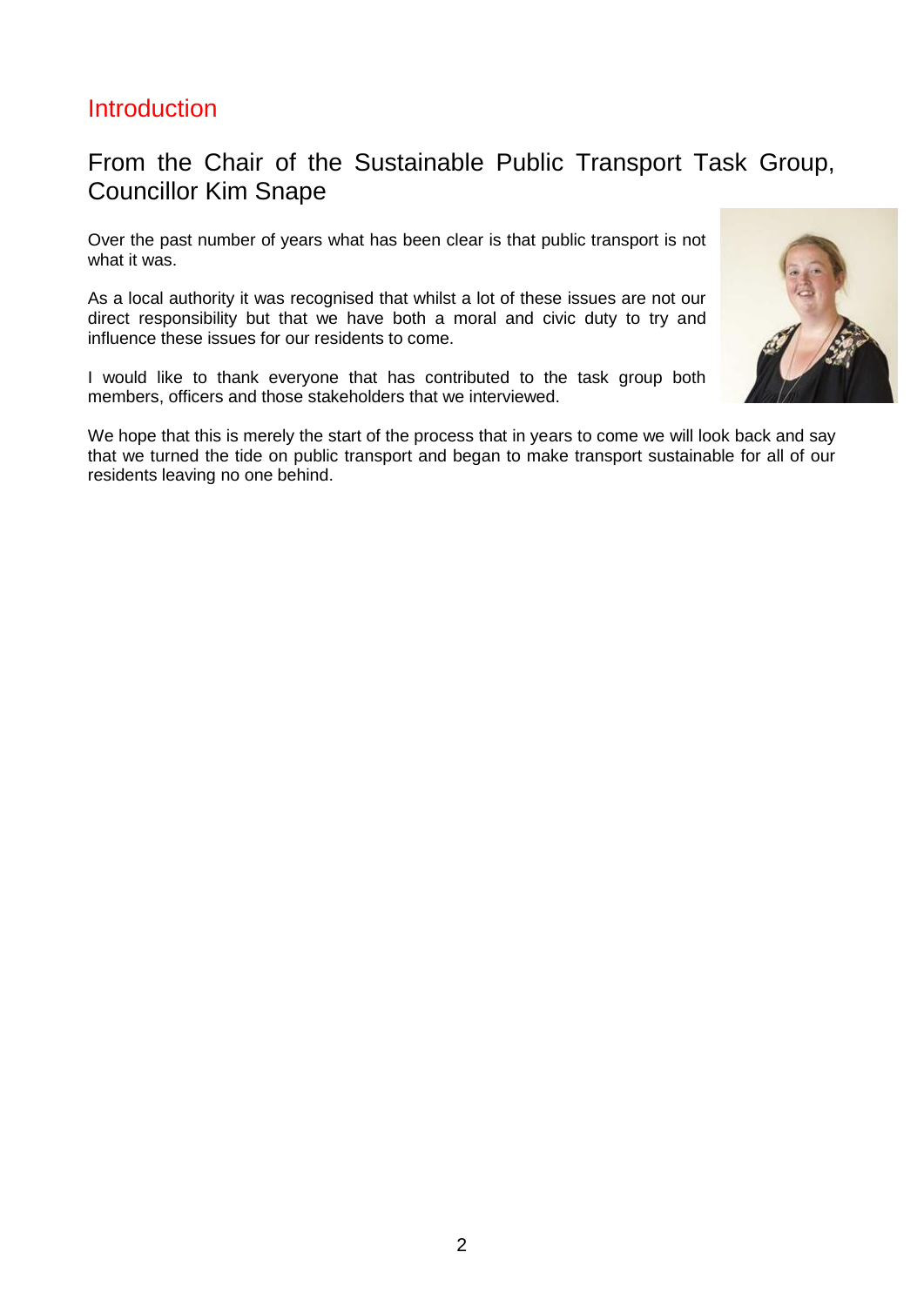# Introduction

## From the Chair of the Sustainable Public Transport Task Group, Councillor Kim Snape

Over the past number of years what has been clear is that public transport is not what it was.

As a local authority it was recognised that whilst a lot of these issues are not our direct responsibility but that we have both a moral and civic duty to try and influence these issues for our residents to come.

I would like to thank everyone that has contributed to the task group both members, officers and those stakeholders that we interviewed.

We hope that this is merely the start of the process that in years to come we will look back and say that we turned the tide on public transport and began to make transport sustainable for all of our residents leaving no one behind.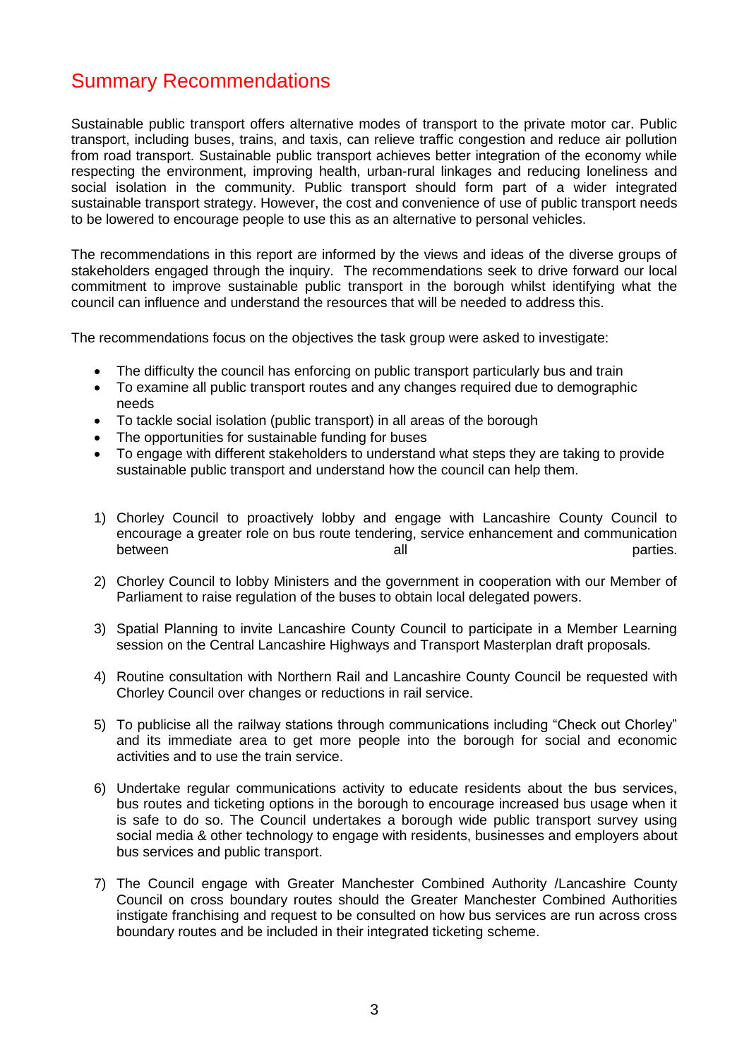# Summary Recommendations

Sustainable public transport offers alternative modes of transport to the private motor car. Public transport, including buses, trains, and taxis, can relieve traffic congestion and reduce air pollution from road transport. Sustainable public transport achieves better integration of the economy while respecting the environment, improving health, urban-rural linkages and reducing loneliness and social isolation in the community. Public transport should form part of a wider integrated sustainable transport strategy. However, the cost and convenience of use of public transport needs to be lowered to encourage people to use this as an alternative to personal vehicles.

The recommendations in this report are informed by the views and ideas of the diverse groups of stakeholders engaged through the inquiry. The recommendations seek to drive forward our local commitment to improve sustainable public transport in the borough whilst identifying what the council can influence and understand the resources that will be needed to address this.

The recommendations focus on the objectives the task group were asked to investigate:

- The difficulty the council has enforcing on public transport particularly bus and train
- To examine all public transport routes and any changes required due to demographic needs
- To tackle social isolation (public transport) in all areas of the borough
- The opportunities for sustainable funding for buses
- To engage with different stakeholders to understand what steps they are taking to provide sustainable public transport and understand how the council can help them.

1) Chorley Council to proactively lobby and engage with Lancashire County Council to encourage a greater role on bus route tendering, service enhancement and communication between all parties.

2) Chorley Council to lobby Ministers and the government in cooperation with our Member of Parliament to raise regulation of the buses to obtain local delegated powers.

3) Spatial Planning to invite Lancashire County Council to participate in a Member Learning session on the Central Lancashire Highways and Transport Masterplan draft proposals.

4) Routine consultation with Northern Rail and Lancashire County Council be requested with Chorley Council over changes or reductions in rail service.

5) To publicise all the railway stations through communications including "Check out Chorley" and its immediate area to get more people into the borough for social and economic activities and to use the train service.

6) Undertake regular communications activity to educate residents about the bus services, bus routes and ticketing options in the borough to encourage increased bus usage when it is safe to do so. The Council undertakes a borough wide public transport survey using social media & other technology to engage with residents, businesses and employers about bus services and public transport.

7) The Council engage with Greater Manchester Combined Authority /Lancashire County Council on cross boundary routes should the Greater Manchester Combined Authorities instigate franchising and request to be consulted on how bus services are run across cross boundary routes and be included in their integrated ticketing scheme.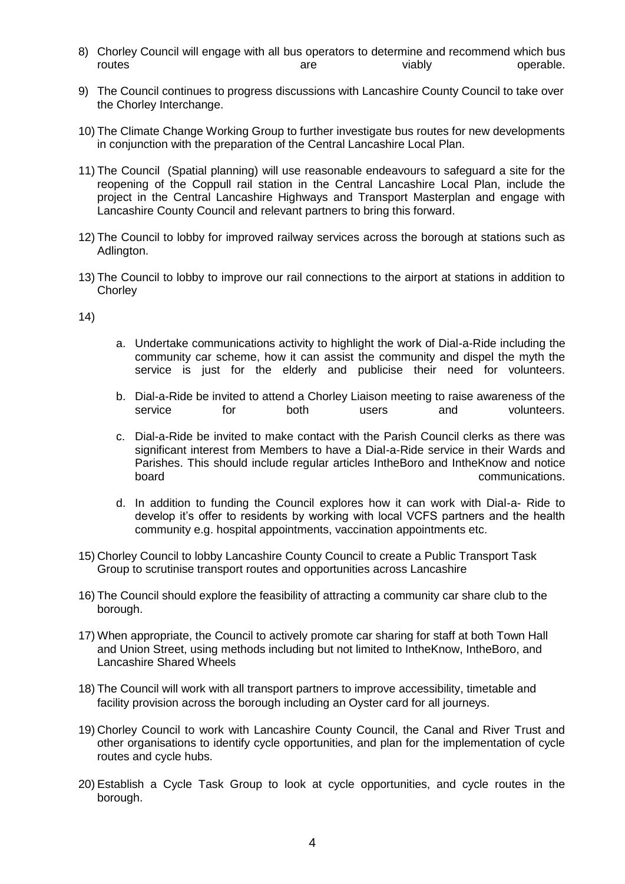8) Chorley Council will engage with all bus operators to determine and recommend which bus routes are viably operable.

9) The Council continues to progress discussions with Lancashire County Council to take over the Chorley Interchange.

10) The Climate Change Working Group to further investigate bus routes for new developments in conjunction with the preparation of the Central Lancashire Local Plan.

11) The Council (Spatial planning) will use reasonable endeavours to safeguard a site for the reopening of the Coppull rail station in the Central Lancashire Local Plan, include the project in the Central Lancashire Highways and Transport Masterplan and engage with Lancashire County Council and relevant partners to bring this forward.

12) The Council to lobby for improved railway services across the borough at stations such as Adlington.

13) The Council to lobby to improve our rail connections to the airport at stations in addition to Chorley

14)

   a. Undertake communications activity to highlight the work of Dial-a-Ride including the community car scheme, how it can assist the community and dispel the myth the service is just for the elderly and publicise their need for volunteers.

   b. Dial-a-Ride be invited to attend a Chorley Liaison meeting to raise awareness of the service for both users and volunteers.

   c. Dial-a-Ride be invited to make contact with the Parish Council clerks as there was significant interest from Members to have a Dial-a-Ride service in their Wards and Parishes. This should include regular articles IntheBoro and IntheKnow and notice board communications.

   d. In addition to funding the Council explores how it can work with Dial-a- Ride to develop it's offer to residents by working with local VCFS partners and the health community e.g. hospital appointments, vaccination appointments etc.

15) Chorley Council to lobby Lancashire County Council to create a Public Transport Task Group to scrutinise transport routes and opportunities across Lancashire

16) The Council should explore the feasibility of attracting a community car share club to the borough.

17) When appropriate, the Council to actively promote car sharing for staff at both Town Hall and Union Street, using methods including but not limited to IntheKnow, IntheBoro, and Lancashire Shared Wheels

18) The Council will work with all transport partners to improve accessibility, timetable and facility provision across the borough including an Oyster card for all journeys.

19) Chorley Council to work with Lancashire County Council, the Canal and River Trust and other organisations to identify cycle opportunities, and plan for the implementation of cycle routes and cycle hubs.

20) Establish a Cycle Task Group to look at cycle opportunities, and cycle routes in the borough.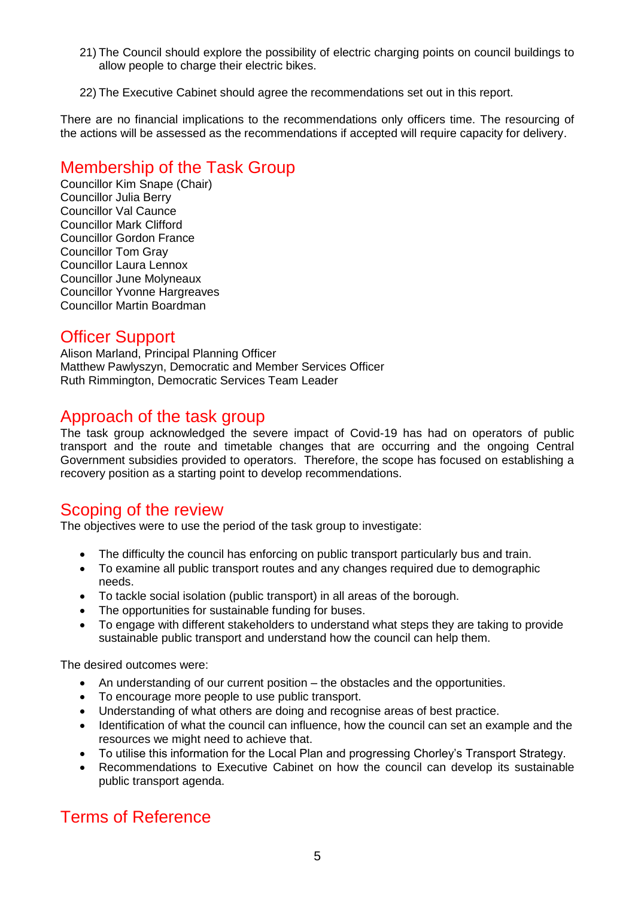21) The Council should explore the possibility of electric charging points on council buildings to allow people to charge their electric bikes.

22) The Executive Cabinet should agree the recommendations set out in this report.

There are no financial implications to the recommendations only officers time. The resourcing of the actions will be assessed as the recommendations if accepted will require capacity for delivery.

## Membership of the Task Group

Councillor Kim Snape (Chair)
Councillor Julia Berry
Councillor Val Caunce
Councillor Mark Clifford
Councillor Gordon France
Councillor Tom Gray
Councillor Laura Lennox
Councillor June Molyneaux
Councillor Yvonne Hargreaves
Councillor Martin Boardman

## Officer Support

Alison Marland, Principal Planning Officer
Matthew Pawlyszyn, Democratic and Member Services Officer
Ruth Rimmington, Democratic Services Team Leader

## Approach of the task group

The task group acknowledged the severe impact of Covid-19 has had on operators of public transport and the route and timetable changes that are occurring and the ongoing Central Government subsidies provided to operators. Therefore, the scope has focused on establishing a recovery position as a starting point to develop recommendations.

## Scoping of the review

The objectives were to use the period of the task group to investigate:

- The difficulty the council has enforcing on public transport particularly bus and train.
- To examine all public transport routes and any changes required due to demographic needs.
- To tackle social isolation (public transport) in all areas of the borough.
- The opportunities for sustainable funding for buses.
- To engage with different stakeholders to understand what steps they are taking to provide sustainable public transport and understand how the council can help them.

The desired outcomes were:

- An understanding of our current position – the obstacles and the opportunities.
- To encourage more people to use public transport.
- Understanding of what others are doing and recognise areas of best practice.
- Identification of what the council can influence, how the council can set an example and the resources we might need to achieve that.
- To utilise this information for the Local Plan and progressing Chorley's Transport Strategy.
- Recommendations to Executive Cabinet on how the council can develop its sustainable public transport agenda.

## Terms of Reference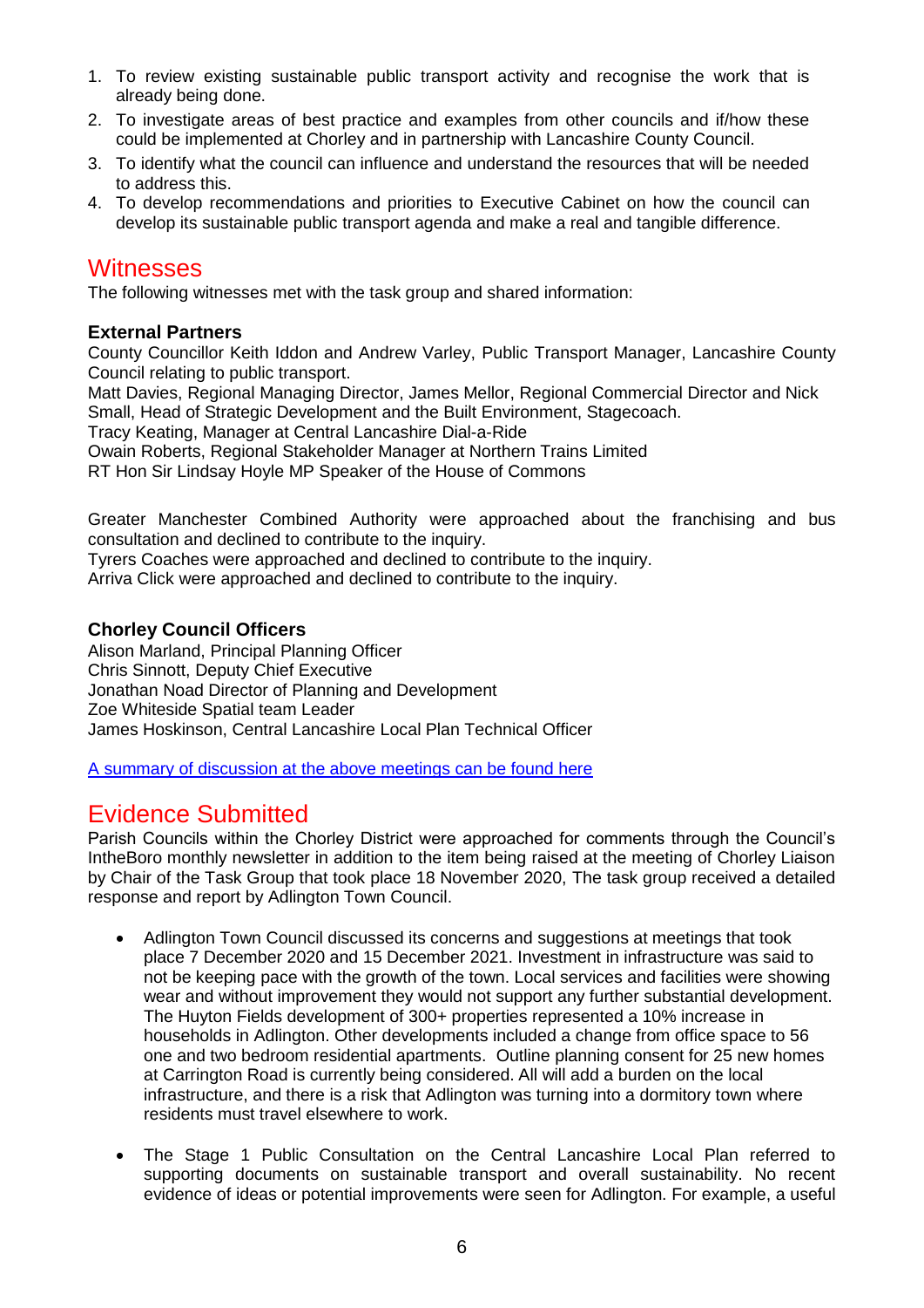1. To review existing sustainable public transport activity and recognise the work that is already being done.
2. To investigate areas of best practice and examples from other councils and if/how these could be implemented at Chorley and in partnership with Lancashire County Council.
3. To identify what the council can influence and understand the resources that will be needed to address this.
4. To develop recommendations and priorities to Executive Cabinet on how the council can develop its sustainable public transport agenda and make a real and tangible difference.

## Witnesses

The following witnesses met with the task group and shared information:

**External Partners**

County Councillor Keith Iddon and Andrew Varley, Public Transport Manager, Lancashire County Council relating to public transport.
Matt Davies, Regional Managing Director, James Mellor, Regional Commercial Director and Nick Small, Head of Strategic Development and the Built Environment, Stagecoach.
Tracy Keating, Manager at Central Lancashire Dial-a-Ride
Owain Roberts, Regional Stakeholder Manager at Northern Trains Limited
RT Hon Sir Lindsay Hoyle MP Speaker of the House of Commons

Greater Manchester Combined Authority were approached about the franchising and bus consultation and declined to contribute to the inquiry.
Tyrers Coaches were approached and declined to contribute to the inquiry.
Arriva Click were approached and declined to contribute to the inquiry.

**Chorley Council Officers**

Alison Marland, Principal Planning Officer
Chris Sinnott, Deputy Chief Executive
Jonathan Noad Director of Planning and Development
Zoe Whiteside Spatial team Leader
James Hoskinson, Central Lancashire Local Plan Technical Officer

A summary of discussion at the above meetings can be found here

## Evidence Submitted

Parish Councils within the Chorley District were approached for comments through the Council's IntheBoro monthly newsletter in addition to the item being raised at the meeting of Chorley Liaison by Chair of the Task Group that took place 18 November 2020, The task group received a detailed response and report by Adlington Town Council.

- Adlington Town Council discussed its concerns and suggestions at meetings that took place 7 December 2020 and 15 December 2021. Investment in infrastructure was said to not be keeping pace with the growth of the town. Local services and facilities were showing wear and without improvement they would not support any further substantial development. The Huyton Fields development of 300+ properties represented a 10% increase in households in Adlington. Other developments included a change from office space to 56 one and two bedroom residential apartments. Outline planning consent for 25 new homes at Carrington Road is currently being considered. All will add a burden on the local infrastructure, and there is a risk that Adlington was turning into a dormitory town where residents must travel elsewhere to work.

- The Stage 1 Public Consultation on the Central Lancashire Local Plan referred to supporting documents on sustainable transport and overall sustainability. No recent evidence of ideas or potential improvements were seen for Adlington. For example, a useful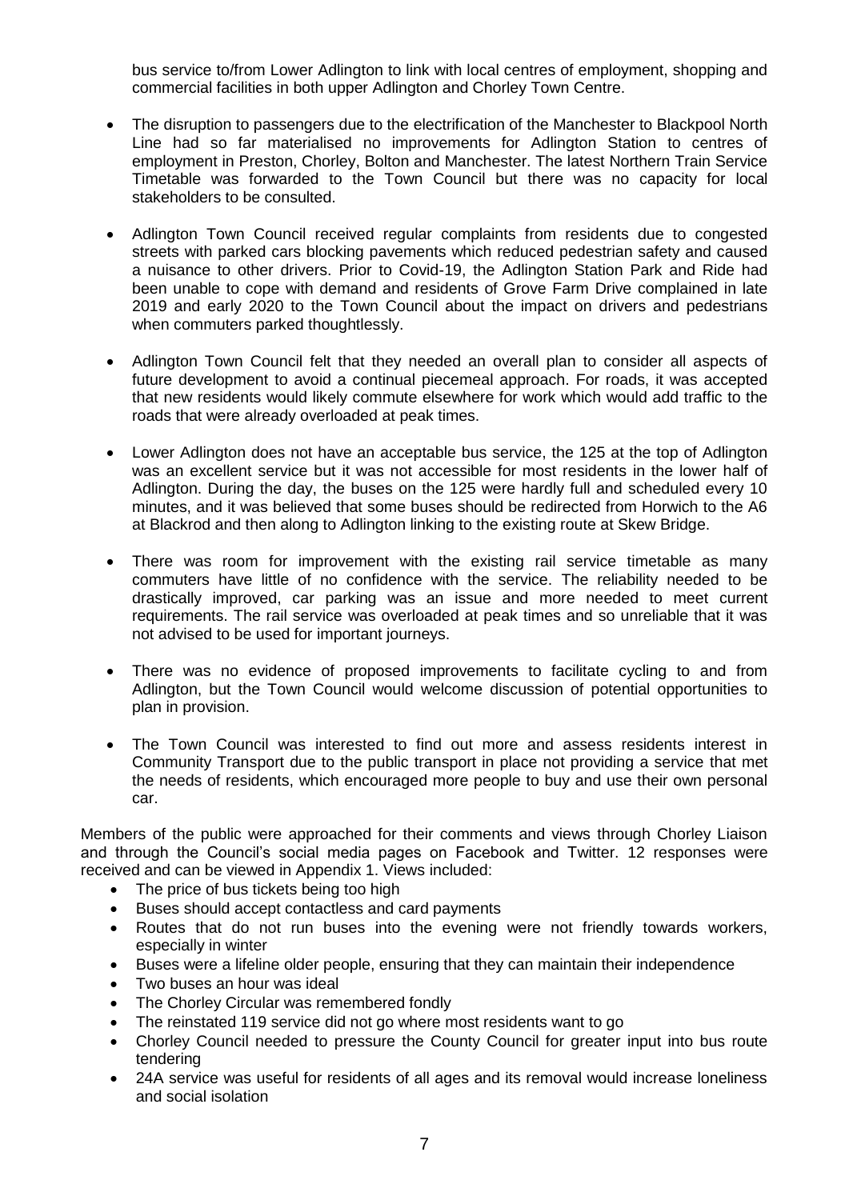bus service to/from Lower Adlington to link with local centres of employment, shopping and commercial facilities in both upper Adlington and Chorley Town Centre.

- The disruption to passengers due to the electrification of the Manchester to Blackpool North Line had so far materialised no improvements for Adlington Station to centres of employment in Preston, Chorley, Bolton and Manchester. The latest Northern Train Service Timetable was forwarded to the Town Council but there was no capacity for local stakeholders to be consulted.

- Adlington Town Council received regular complaints from residents due to congested streets with parked cars blocking pavements which reduced pedestrian safety and caused a nuisance to other drivers. Prior to Covid-19, the Adlington Station Park and Ride had been unable to cope with demand and residents of Grove Farm Drive complained in late 2019 and early 2020 to the Town Council about the impact on drivers and pedestrians when commuters parked thoughtlessly.

- Adlington Town Council felt that they needed an overall plan to consider all aspects of future development to avoid a continual piecemeal approach. For roads, it was accepted that new residents would likely commute elsewhere for work which would add traffic to the roads that were already overloaded at peak times.

- Lower Adlington does not have an acceptable bus service, the 125 at the top of Adlington was an excellent service but it was not accessible for most residents in the lower half of Adlington. During the day, the buses on the 125 were hardly full and scheduled every 10 minutes, and it was believed that some buses should be redirected from Horwich to the A6 at Blackrod and then along to Adlington linking to the existing route at Skew Bridge.

- There was room for improvement with the existing rail service timetable as many commuters have little of no confidence with the service. The reliability needed to be drastically improved, car parking was an issue and more needed to meet current requirements. The rail service was overloaded at peak times and so unreliable that it was not advised to be used for important journeys.

- There was no evidence of proposed improvements to facilitate cycling to and from Adlington, but the Town Council would welcome discussion of potential opportunities to plan in provision.

- The Town Council was interested to find out more and assess residents interest in Community Transport due to the public transport in place not providing a service that met the needs of residents, which encouraged more people to buy and use their own personal car.

Members of the public were approached for their comments and views through Chorley Liaison and through the Council's social media pages on Facebook and Twitter. 12 responses were received and can be viewed in Appendix 1. Views included:

- The price of bus tickets being too high
- Buses should accept contactless and card payments
- Routes that do not run buses into the evening were not friendly towards workers, especially in winter
- Buses were a lifeline older people, ensuring that they can maintain their independence
- Two buses an hour was ideal
- The Chorley Circular was remembered fondly
- The reinstated 119 service did not go where most residents want to go
- Chorley Council needed to pressure the County Council for greater input into bus route tendering
- 24A service was useful for residents of all ages and its removal would increase loneliness and social isolation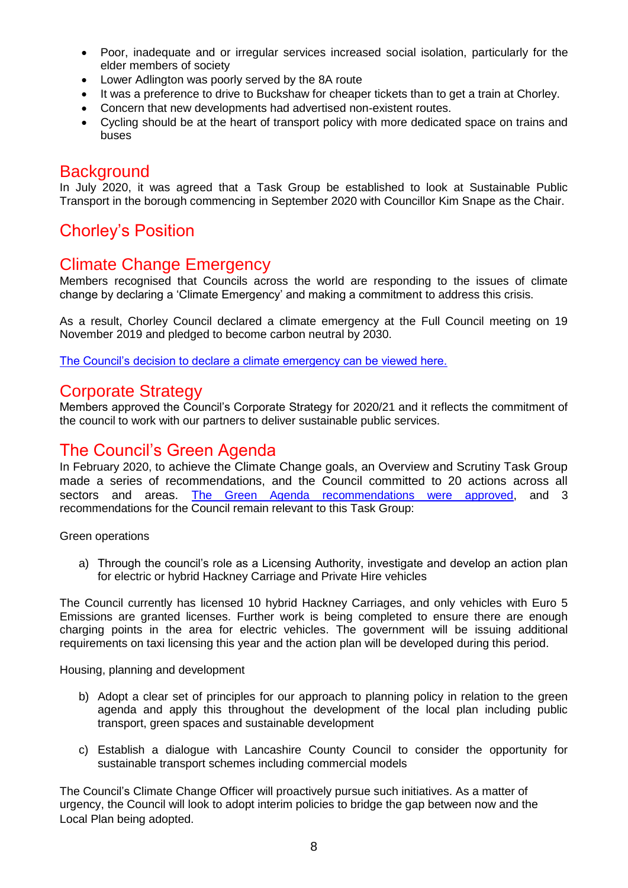- Poor, inadequate and or irregular services increased social isolation, particularly for the elder members of society
- Lower Adlington was poorly served by the 8A route
- It was a preference to drive to Buckshaw for cheaper tickets than to get a train at Chorley.
- Concern that new developments had advertised non-existent routes.
- Cycling should be at the heart of transport policy with more dedicated space on trains and buses

## Background

In July 2020, it was agreed that a Task Group be established to look at Sustainable Public Transport in the borough commencing in September 2020 with Councillor Kim Snape as the Chair.

## Chorley's Position

## Climate Change Emergency

Members recognised that Councils across the world are responding to the issues of climate change by declaring a 'Climate Emergency' and making a commitment to address this crisis.

As a result, Chorley Council declared a climate emergency at the Full Council meeting on 19 November 2019 and pledged to become carbon neutral by 2030.

The Council's decision to declare a climate emergency can be viewed here.

## Corporate Strategy

Members approved the Council's Corporate Strategy for 2020/21 and it reflects the commitment of the council to work with our partners to deliver sustainable public services.

## The Council's Green Agenda

In February 2020, to achieve the Climate Change goals, an Overview and Scrutiny Task Group made a series of recommendations, and the Council committed to 20 actions across all sectors and areas. The Green Agenda recommendations were approved, and 3 recommendations for the Council remain relevant to this Task Group:

Green operations

a) Through the council's role as a Licensing Authority, investigate and develop an action plan for electric or hybrid Hackney Carriage and Private Hire vehicles

The Council currently has licensed 10 hybrid Hackney Carriages, and only vehicles with Euro 5 Emissions are granted licenses. Further work is being completed to ensure there are enough charging points in the area for electric vehicles. The government will be issuing additional requirements on taxi licensing this year and the action plan will be developed during this period.

Housing, planning and development

b) Adopt a clear set of principles for our approach to planning policy in relation to the green agenda and apply this throughout the development of the local plan including public transport, green spaces and sustainable development

c) Establish a dialogue with Lancashire County Council to consider the opportunity for sustainable transport schemes including commercial models

The Council's Climate Change Officer will proactively pursue such initiatives. As a matter of urgency, the Council will look to adopt interim policies to bridge the gap between now and the Local Plan being adopted.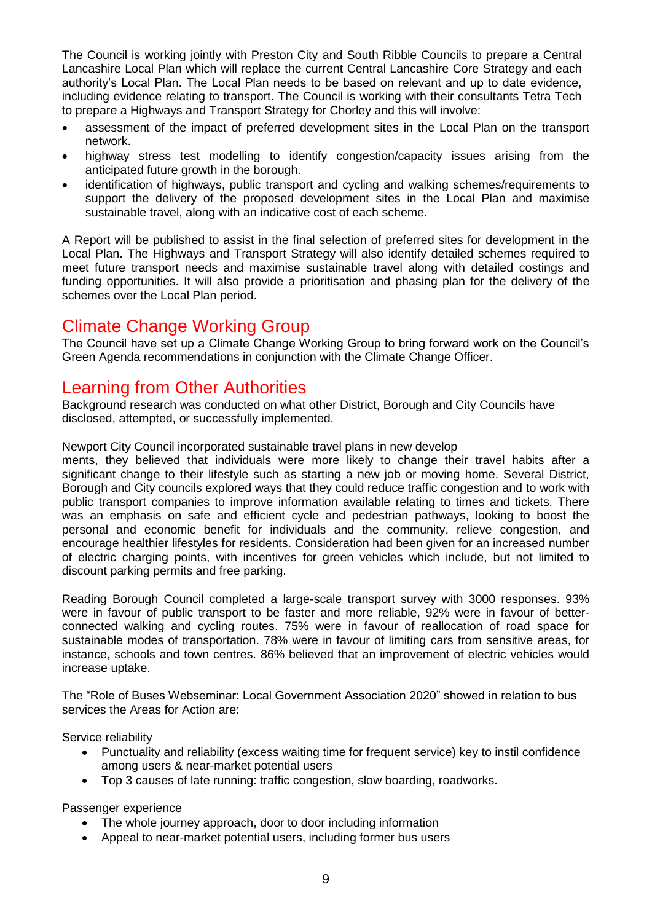The Council is working jointly with Preston City and South Ribble Councils to prepare a Central Lancashire Local Plan which will replace the current Central Lancashire Core Strategy and each authority's Local Plan. The Local Plan needs to be based on relevant and up to date evidence, including evidence relating to transport. The Council is working with their consultants Tetra Tech to prepare a Highways and Transport Strategy for Chorley and this will involve:

- assessment of the impact of preferred development sites in the Local Plan on the transport network.
- highway stress test modelling to identify congestion/capacity issues arising from the anticipated future growth in the borough.
- identification of highways, public transport and cycling and walking schemes/requirements to support the delivery of the proposed development sites in the Local Plan and maximise sustainable travel, along with an indicative cost of each scheme.

A Report will be published to assist in the final selection of preferred sites for development in the Local Plan. The Highways and Transport Strategy will also identify detailed schemes required to meet future transport needs and maximise sustainable travel along with detailed costings and funding opportunities. It will also provide a prioritisation and phasing plan for the delivery of the schemes over the Local Plan period.

## Climate Change Working Group

The Council have set up a Climate Change Working Group to bring forward work on the Council's Green Agenda recommendations in conjunction with the Climate Change Officer.

## Learning from Other Authorities

Background research was conducted on what other District, Borough and City Councils have disclosed, attempted, or successfully implemented.

Newport City Council incorporated sustainable travel plans in new develop
ments, they believed that individuals were more likely to change their travel habits after a significant change to their lifestyle such as starting a new job or moving home. Several District, Borough and City councils explored ways that they could reduce traffic congestion and to work with public transport companies to improve information available relating to times and tickets. There was an emphasis on safe and efficient cycle and pedestrian pathways, looking to boost the personal and economic benefit for individuals and the community, relieve congestion, and encourage healthier lifestyles for residents. Consideration had been given for an increased number of electric charging points, with incentives for green vehicles which include, but not limited to discount parking permits and free parking.

Reading Borough Council completed a large-scale transport survey with 3000 responses. 93% were in favour of public transport to be faster and more reliable, 92% were in favour of better-connected walking and cycling routes. 75% were in favour of reallocation of road space for sustainable modes of transportation. 78% were in favour of limiting cars from sensitive areas, for instance, schools and town centres. 86% believed that an improvement of electric vehicles would increase uptake.

The "Role of Buses Webseminar: Local Government Association 2020" showed in relation to bus services the Areas for Action are:

Service reliability

- Punctuality and reliability (excess waiting time for frequent service) key to instil confidence among users & near-market potential users
- Top 3 causes of late running: traffic congestion, slow boarding, roadworks.

Passenger experience

- The whole journey approach, door to door including information
- Appeal to near-market potential users, including former bus users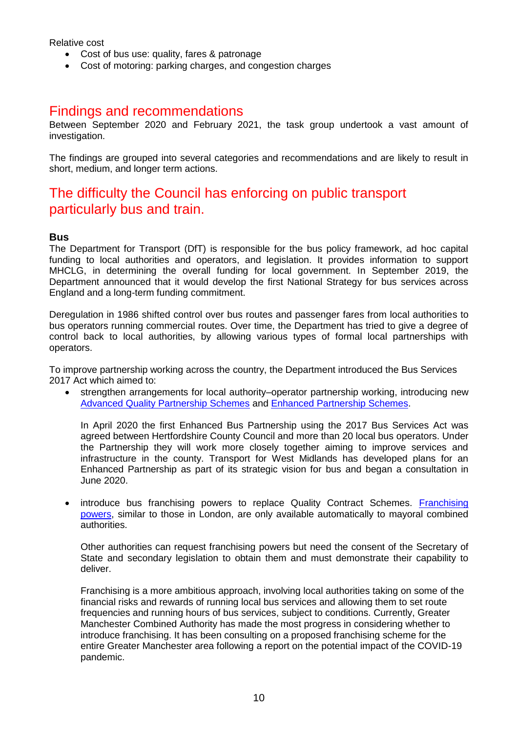Relative cost

- Cost of bus use: quality, fares & patronage
- Cost of motoring: parking charges, and congestion charges

## Findings and recommendations

Between September 2020 and February 2021, the task group undertook a vast amount of investigation.

The findings are grouped into several categories and recommendations and are likely to result in short, medium, and longer term actions.

## The difficulty the Council has enforcing on public transport particularly bus and train.

### Bus

The Department for Transport (DfT) is responsible for the bus policy framework, ad hoc capital funding to local authorities and operators, and legislation. It provides information to support MHCLG, in determining the overall funding for local government. In September 2019, the Department announced that it would develop the first National Strategy for bus services across England and a long-term funding commitment.

Deregulation in 1986 shifted control over bus routes and passenger fares from local authorities to bus operators running commercial routes. Over time, the Department has tried to give a degree of control back to local authorities, by allowing various types of formal local partnerships with operators.

To improve partnership working across the country, the Department introduced the Bus Services 2017 Act which aimed to:

- strengthen arrangements for local authority–operator partnership working, introducing new Advanced Quality Partnership Schemes and Enhanced Partnership Schemes.

  In April 2020 the first Enhanced Bus Partnership using the 2017 Bus Services Act was agreed between Hertfordshire County Council and more than 20 local bus operators. Under the Partnership they will work more closely together aiming to improve services and infrastructure in the county. Transport for West Midlands has developed plans for an Enhanced Partnership as part of its strategic vision for bus and began a consultation in June 2020.

- introduce bus franchising powers to replace Quality Contract Schemes. Franchising powers, similar to those in London, are only available automatically to mayoral combined authorities.

  Other authorities can request franchising powers but need the consent of the Secretary of State and secondary legislation to obtain them and must demonstrate their capability to deliver.

  Franchising is a more ambitious approach, involving local authorities taking on some of the financial risks and rewards of running local bus services and allowing them to set route frequencies and running hours of bus services, subject to conditions. Currently, Greater Manchester Combined Authority has made the most progress in considering whether to introduce franchising. It has been consulting on a proposed franchising scheme for the entire Greater Manchester area following a report on the potential impact of the COVID-19 pandemic.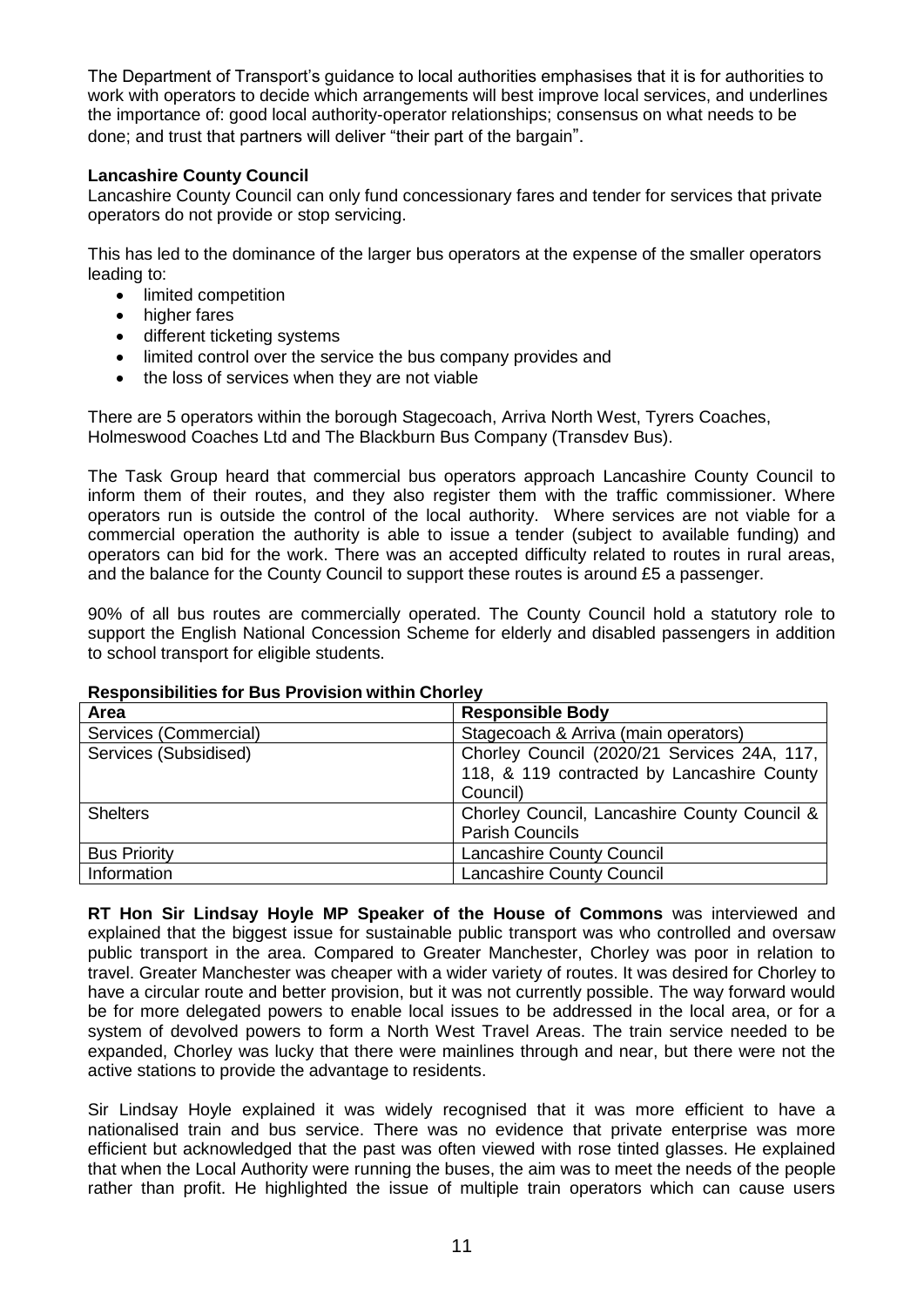The Department of Transport's guidance to local authorities emphasises that it is for authorities to work with operators to decide which arrangements will best improve local services, and underlines the importance of: good local authority-operator relationships; consensus on what needs to be done; and trust that partners will deliver "their part of the bargain".

**Lancashire County Council**

Lancashire County Council can only fund concessionary fares and tender for services that private operators do not provide or stop servicing.

This has led to the dominance of the larger bus operators at the expense of the smaller operators leading to:

- limited competition
- higher fares
- different ticketing systems
- limited control over the service the bus company provides and
- the loss of services when they are not viable

There are 5 operators within the borough Stagecoach, Arriva North West, Tyrers Coaches, Holmeswood Coaches Ltd and The Blackburn Bus Company (Transdev Bus).

The Task Group heard that commercial bus operators approach Lancashire County Council to inform them of their routes, and they also register them with the traffic commissioner. Where operators run is outside the control of the local authority. Where services are not viable for a commercial operation the authority is able to issue a tender (subject to available funding) and operators can bid for the work. There was an accepted difficulty related to routes in rural areas, and the balance for the County Council to support these routes is around £5 a passenger.

90% of all bus routes are commercially operated. The County Council hold a statutory role to support the English National Concession Scheme for elderly and disabled passengers in addition to school transport for eligible students.

**Responsibilities for Bus Provision within Chorley**

| Area | Responsible Body |
|---|---|
| Services (Commercial) | Stagecoach & Arriva (main operators) |
| Services (Subsidised) | Chorley Council (2020/21 Services 24A, 117, 118, & 119 contracted by Lancashire County Council) |
| Shelters | Chorley Council, Lancashire County Council & Parish Councils |
| Bus Priority | Lancashire County Council |
| Information | Lancashire County Council |

**RT Hon Sir Lindsay Hoyle MP Speaker of the House of Commons** was interviewed and explained that the biggest issue for sustainable public transport was who controlled and oversaw public transport in the area. Compared to Greater Manchester, Chorley was poor in relation to travel. Greater Manchester was cheaper with a wider variety of routes. It was desired for Chorley to have a circular route and better provision, but it was not currently possible. The way forward would be for more delegated powers to enable local issues to be addressed in the local area, or for a system of devolved powers to form a North West Travel Areas. The train service needed to be expanded, Chorley was lucky that there were mainlines through and near, but there were not the active stations to provide the advantage to residents.

Sir Lindsay Hoyle explained it was widely recognised that it was more efficient to have a nationalised train and bus service. There was no evidence that private enterprise was more efficient but acknowledged that the past was often viewed with rose tinted glasses. He explained that when the Local Authority were running the buses, the aim was to meet the needs of the people rather than profit. He highlighted the issue of multiple train operators which can cause users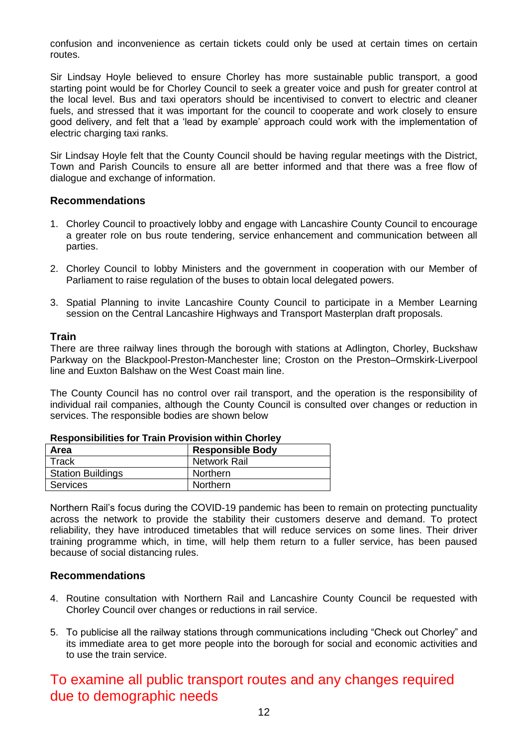confusion and inconvenience as certain tickets could only be used at certain times on certain routes.

Sir Lindsay Hoyle believed to ensure Chorley has more sustainable public transport, a good starting point would be for Chorley Council to seek a greater voice and push for greater control at the local level. Bus and taxi operators should be incentivised to convert to electric and cleaner fuels, and stressed that it was important for the council to cooperate and work closely to ensure good delivery, and felt that a 'lead by example' approach could work with the implementation of electric charging taxi ranks.

Sir Lindsay Hoyle felt that the County Council should be having regular meetings with the District, Town and Parish Councils to ensure all are better informed and that there was a free flow of dialogue and exchange of information.

### Recommendations

1. Chorley Council to proactively lobby and engage with Lancashire County Council to encourage a greater role on bus route tendering, service enhancement and communication between all parties.

2. Chorley Council to lobby Ministers and the government in cooperation with our Member of Parliament to raise regulation of the buses to obtain local delegated powers.

3. Spatial Planning to invite Lancashire County Council to participate in a Member Learning session on the Central Lancashire Highways and Transport Masterplan draft proposals.

### Train

There are three railway lines through the borough with stations at Adlington, Chorley, Buckshaw Parkway on the Blackpool-Preston-Manchester line; Croston on the Preston–Ormskirk-Liverpool line and Euxton Balshaw on the West Coast main line.

The County Council has no control over rail transport, and the operation is the responsibility of individual rail companies, although the County Council is consulted over changes or reduction in services. The responsible bodies are shown below

**Responsibilities for Train Provision within Chorley**

| Area | Responsible Body |
|---|---|
| Track | Network Rail |
| Station Buildings | Northern |
| Services | Northern |

Northern Rail's focus during the COVID-19 pandemic has been to remain on protecting punctuality across the network to provide the stability their customers deserve and demand. To protect reliability, they have introduced timetables that will reduce services on some lines. Their driver training programme which, in time, will help them return to a fuller service, has been paused because of social distancing rules.

### Recommendations

4. Routine consultation with Northern Rail and Lancashire County Council be requested with Chorley Council over changes or reductions in rail service.

5. To publicise all the railway stations through communications including "Check out Chorley" and its immediate area to get more people into the borough for social and economic activities and to use the train service.

## To examine all public transport routes and any changes required due to demographic needs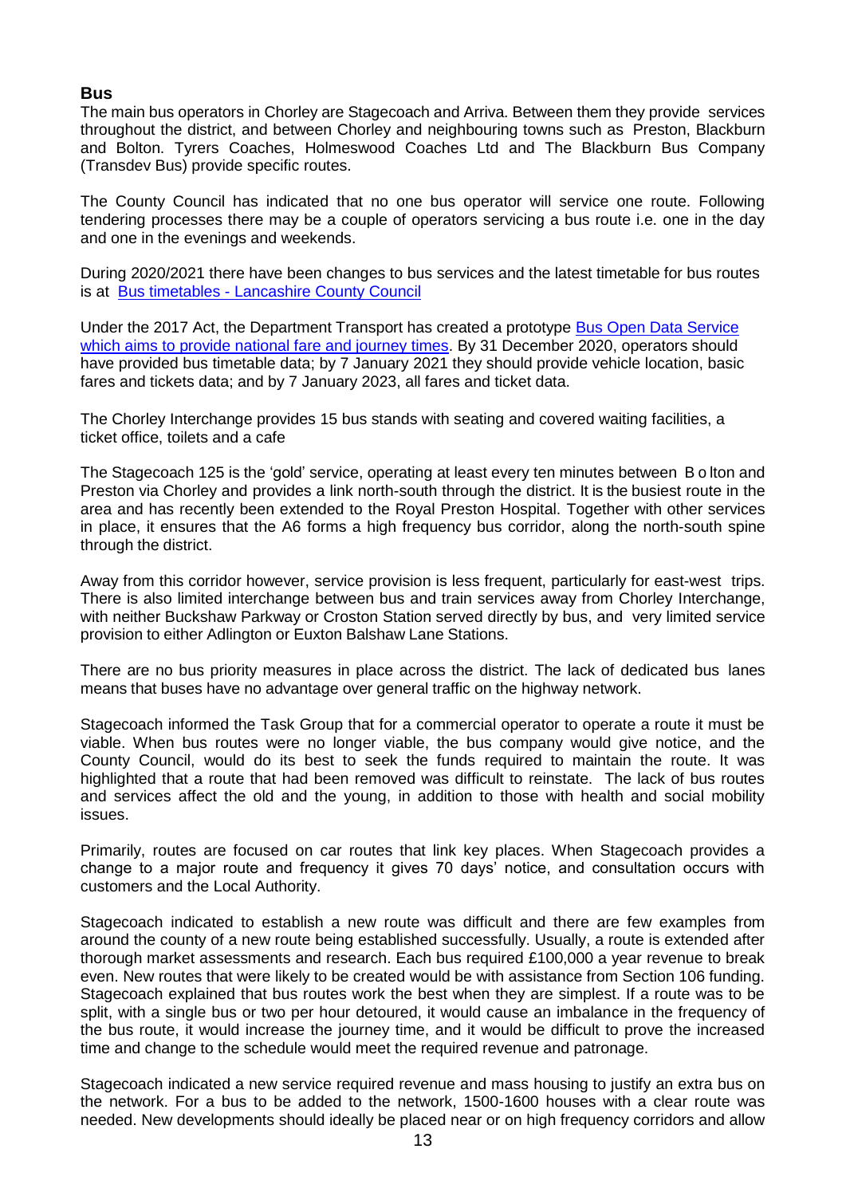## Bus

The main bus operators in Chorley are Stagecoach and Arriva. Between them they provide services throughout the district, and between Chorley and neighbouring towns such as Preston, Blackburn and Bolton. Tyrers Coaches, Holmeswood Coaches Ltd and The Blackburn Bus Company (Transdev Bus) provide specific routes.

The County Council has indicated that no one bus operator will service one route. Following tendering processes there may be a couple of operators servicing a bus route i.e. one in the day and one in the evenings and weekends.

During 2020/2021 there have been changes to bus services and the latest timetable for bus routes is at [Bus timetables - Lancashire County Council]

Under the 2017 Act, the Department Transport has created a prototype [Bus Open Data Service which aims to provide national fare and journey times]. By 31 December 2020, operators should have provided bus timetable data; by 7 January 2021 they should provide vehicle location, basic fares and tickets data; and by 7 January 2023, all fares and ticket data.

The Chorley Interchange provides 15 bus stands with seating and covered waiting facilities, a ticket office, toilets and a cafe

The Stagecoach 125 is the 'gold' service, operating at least every ten minutes between Bolton and Preston via Chorley and provides a link north-south through the district. It is the busiest route in the area and has recently been extended to the Royal Preston Hospital. Together with other services in place, it ensures that the A6 forms a high frequency bus corridor, along the north-south spine through the district.

Away from this corridor however, service provision is less frequent, particularly for east-west trips. There is also limited interchange between bus and train services away from Chorley Interchange, with neither Buckshaw Parkway or Croston Station served directly by bus, and very limited service provision to either Adlington or Euxton Balshaw Lane Stations.

There are no bus priority measures in place across the district. The lack of dedicated bus lanes means that buses have no advantage over general traffic on the highway network.

Stagecoach informed the Task Group that for a commercial operator to operate a route it must be viable. When bus routes were no longer viable, the bus company would give notice, and the County Council, would do its best to seek the funds required to maintain the route. It was highlighted that a route that had been removed was difficult to reinstate. The lack of bus routes and services affect the old and the young, in addition to those with health and social mobility issues.

Primarily, routes are focused on car routes that link key places. When Stagecoach provides a change to a major route and frequency it gives 70 days' notice, and consultation occurs with customers and the Local Authority.

Stagecoach indicated to establish a new route was difficult and there are few examples from around the county of a new route being established successfully. Usually, a route is extended after thorough market assessments and research. Each bus required £100,000 a year revenue to break even. New routes that were likely to be created would be with assistance from Section 106 funding. Stagecoach explained that bus routes work the best when they are simplest. If a route was to be split, with a single bus or two per hour detoured, it would cause an imbalance in the frequency of the bus route, it would increase the journey time, and it would be difficult to prove the increased time and change to the schedule would meet the required revenue and patronage.

Stagecoach indicated a new service required revenue and mass housing to justify an extra bus on the network. For a bus to be added to the network, 1500-1600 houses with a clear route was needed. New developments should ideally be placed near or on high frequency corridors and allow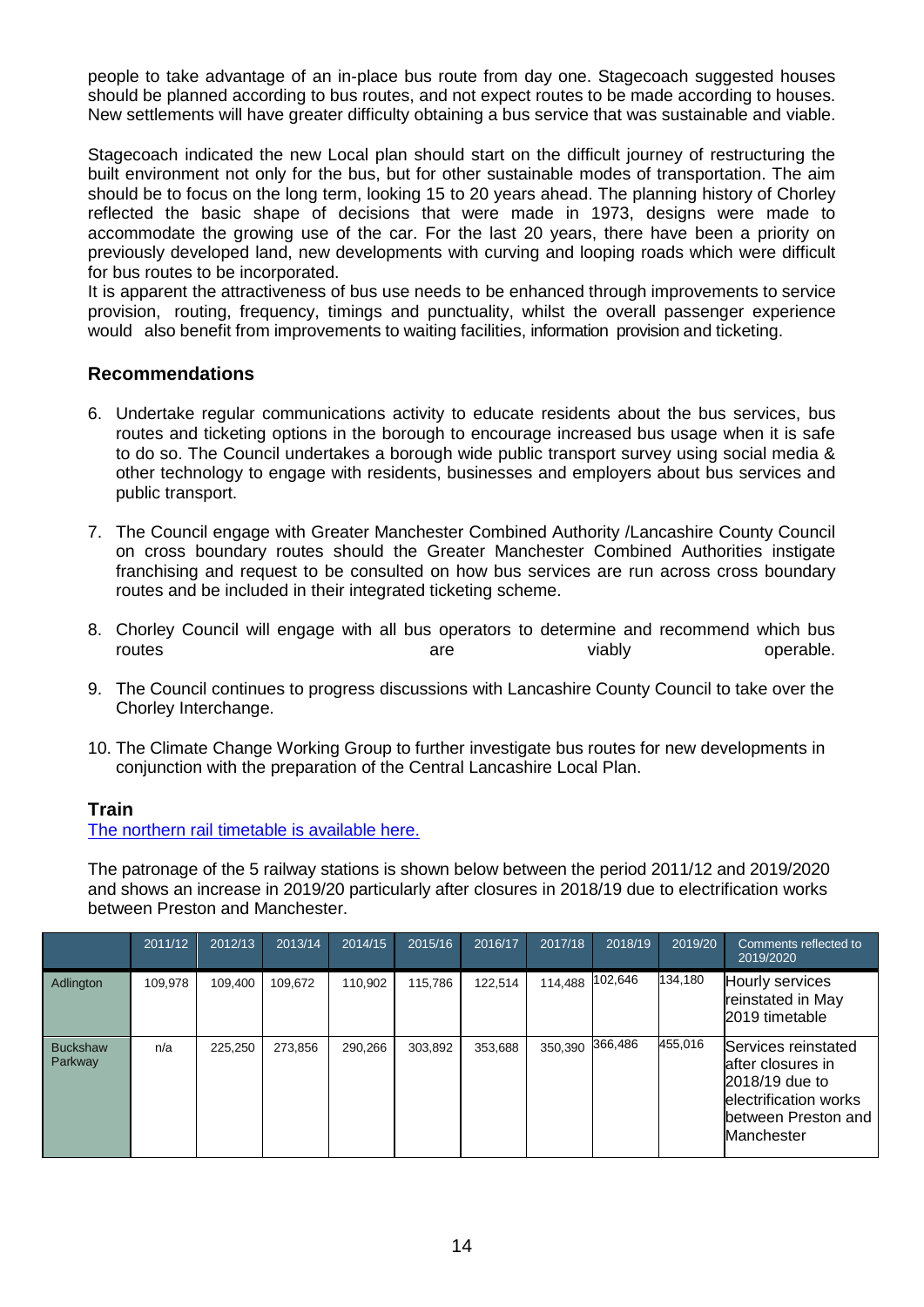people to take advantage of an in-place bus route from day one. Stagecoach suggested houses should be planned according to bus routes, and not expect routes to be made according to houses. New settlements will have greater difficulty obtaining a bus service that was sustainable and viable.

Stagecoach indicated the new Local plan should start on the difficult journey of restructuring the built environment not only for the bus, but for other sustainable modes of transportation. The aim should be to focus on the long term, looking 15 to 20 years ahead. The planning history of Chorley reflected the basic shape of decisions that were made in 1973, designs were made to accommodate the growing use of the car. For the last 20 years, there have been a priority on previously developed land, new developments with curving and looping roads which were difficult for bus routes to be incorporated.
It is apparent the attractiveness of bus use needs to be enhanced through improvements to service provision, routing, frequency, timings and punctuality, whilst the overall passenger experience would also benefit from improvements to waiting facilities, information provision and ticketing.

## Recommendations

6. Undertake regular communications activity to educate residents about the bus services, bus routes and ticketing options in the borough to encourage increased bus usage when it is safe to do so. The Council undertakes a borough wide public transport survey using social media & other technology to engage with residents, businesses and employers about bus services and public transport.

7. The Council engage with Greater Manchester Combined Authority /Lancashire County Council on cross boundary routes should the Greater Manchester Combined Authorities instigate franchising and request to be consulted on how bus services are run across cross boundary routes and be included in their integrated ticketing scheme.

8. Chorley Council will engage with all bus operators to determine and recommend which bus routes are viably operable.

9. The Council continues to progress discussions with Lancashire County Council to take over the Chorley Interchange.

10. The Climate Change Working Group to further investigate bus routes for new developments in conjunction with the preparation of the Central Lancashire Local Plan.

## Train

The northern rail timetable is available here.

The patronage of the 5 railway stations is shown below between the period 2011/12 and 2019/2020 and shows an increase in 2019/20 particularly after closures in 2018/19 due to electrification works between Preston and Manchester.

| | 2011/12 | 2012/13 | 2013/14 | 2014/15 | 2015/16 | 2016/17 | 2017/18 | 2018/19 | 2019/20 | Comments reflected to 2019/2020 |
|---|---|---|---|---|---|---|---|---|---|---|
| Adlington | 109,978 | 109,400 | 109,672 | 110,902 | 115,786 | 122,514 | 114,488 | 102,646 | 134,180 | Hourly services reinstated in May 2019 timetable |
| Buckshaw Parkway | n/a | 225,250 | 273,856 | 290,266 | 303,892 | 353,688 | 350,390 | 366,486 | 455,016 | Services reinstated after closures in 2018/19 due to electrification works between Preston and Manchester |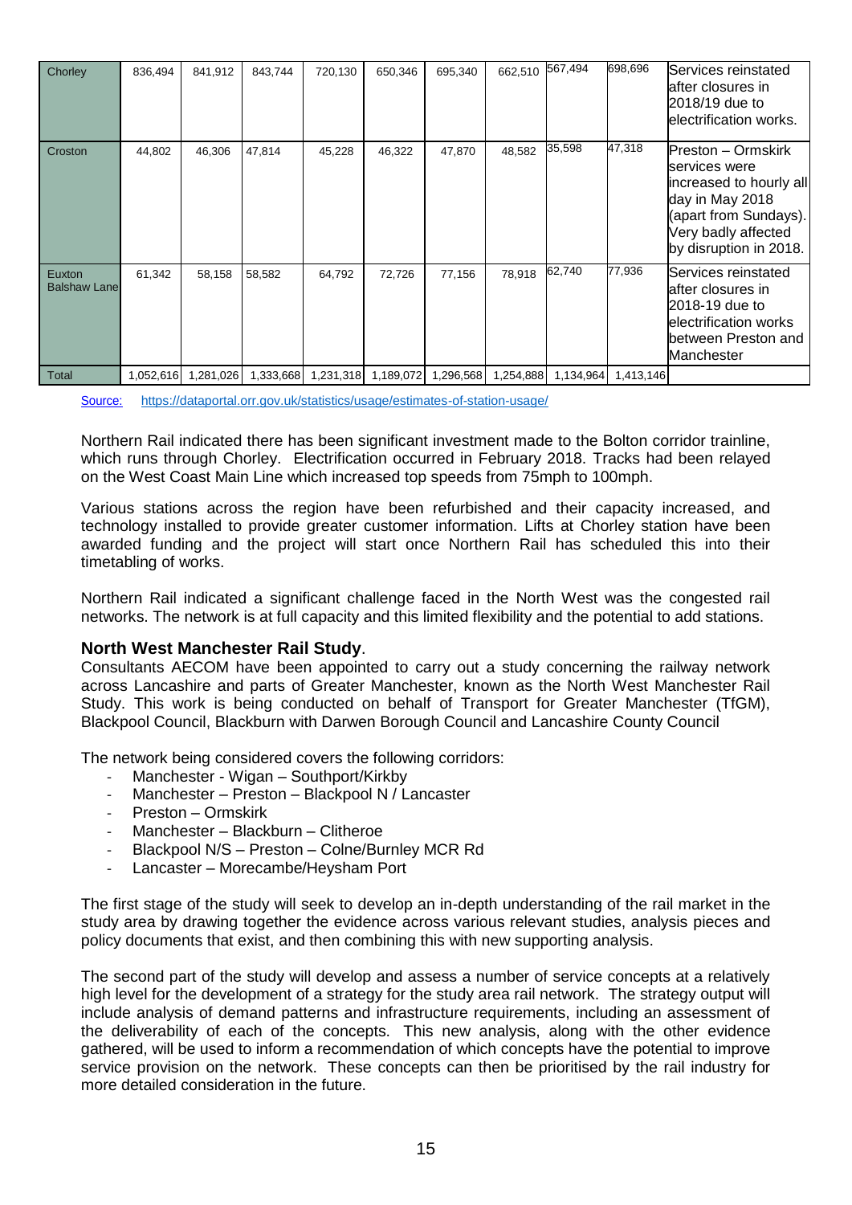| Chorley | 836,494 | 841,912 | 843,744 | 720,130 | 650,346 | 695,340 | 662,510 | 567,494 | 698,696 | Services reinstated after closures in 2018/19 due to electrification works. |
|---|---|---|---|---|---|---|---|---|---|---|
| Croston | 44,802 | 46,306 | 47,814 | 45,228 | 46,322 | 47,870 | 48,582 | 35,598 | 47,318 | Preston – Ormskirk services were increased to hourly all day in May 2018 (apart from Sundays). Very badly affected by disruption in 2018. |
| Euxton Balshaw Lane | 61,342 | 58,158 | 58,582 | 64,792 | 72,726 | 77,156 | 78,918 | 62,740 | 77,936 | Services reinstated after closures in 2018-19 due to electrification works between Preston and Manchester |
| Total | 1,052,616 | 1,281,026 | 1,333,668 | 1,231,318 | 1,189,072 | 1,296,568 | 1,254,888 | 1,134,964 | 1,413,146 | |

Source: https://dataportal.orr.gov.uk/statistics/usage/estimates-of-station-usage/

Northern Rail indicated there has been significant investment made to the Bolton corridor trainline, which runs through Chorley. Electrification occurred in February 2018. Tracks had been relayed on the West Coast Main Line which increased top speeds from 75mph to 100mph.

Various stations across the region have been refurbished and their capacity increased, and technology installed to provide greater customer information. Lifts at Chorley station have been awarded funding and the project will start once Northern Rail has scheduled this into their timetabling of works.

Northern Rail indicated a significant challenge faced in the North West was the congested rail networks. The network is at full capacity and this limited flexibility and the potential to add stations.

### **North West Manchester Rail Study**.

Consultants AECOM have been appointed to carry out a study concerning the railway network across Lancashire and parts of Greater Manchester, known as the North West Manchester Rail Study. This work is being conducted on behalf of Transport for Greater Manchester (TfGM), Blackpool Council, Blackburn with Darwen Borough Council and Lancashire County Council

The network being considered covers the following corridors:

- Manchester - Wigan – Southport/Kirkby
- Manchester – Preston – Blackpool N / Lancaster
- Preston – Ormskirk
- Manchester – Blackburn – Clitheroe
- Blackpool N/S – Preston – Colne/Burnley MCR Rd
- Lancaster – Morecambe/Heysham Port

The first stage of the study will seek to develop an in-depth understanding of the rail market in the study area by drawing together the evidence across various relevant studies, analysis pieces and policy documents that exist, and then combining this with new supporting analysis.

The second part of the study will develop and assess a number of service concepts at a relatively high level for the development of a strategy for the study area rail network. The strategy output will include analysis of demand patterns and infrastructure requirements, including an assessment of the deliverability of each of the concepts. This new analysis, along with the other evidence gathered, will be used to inform a recommendation of which concepts have the potential to improve service provision on the network. These concepts can then be prioritised by the rail industry for more detailed consideration in the future.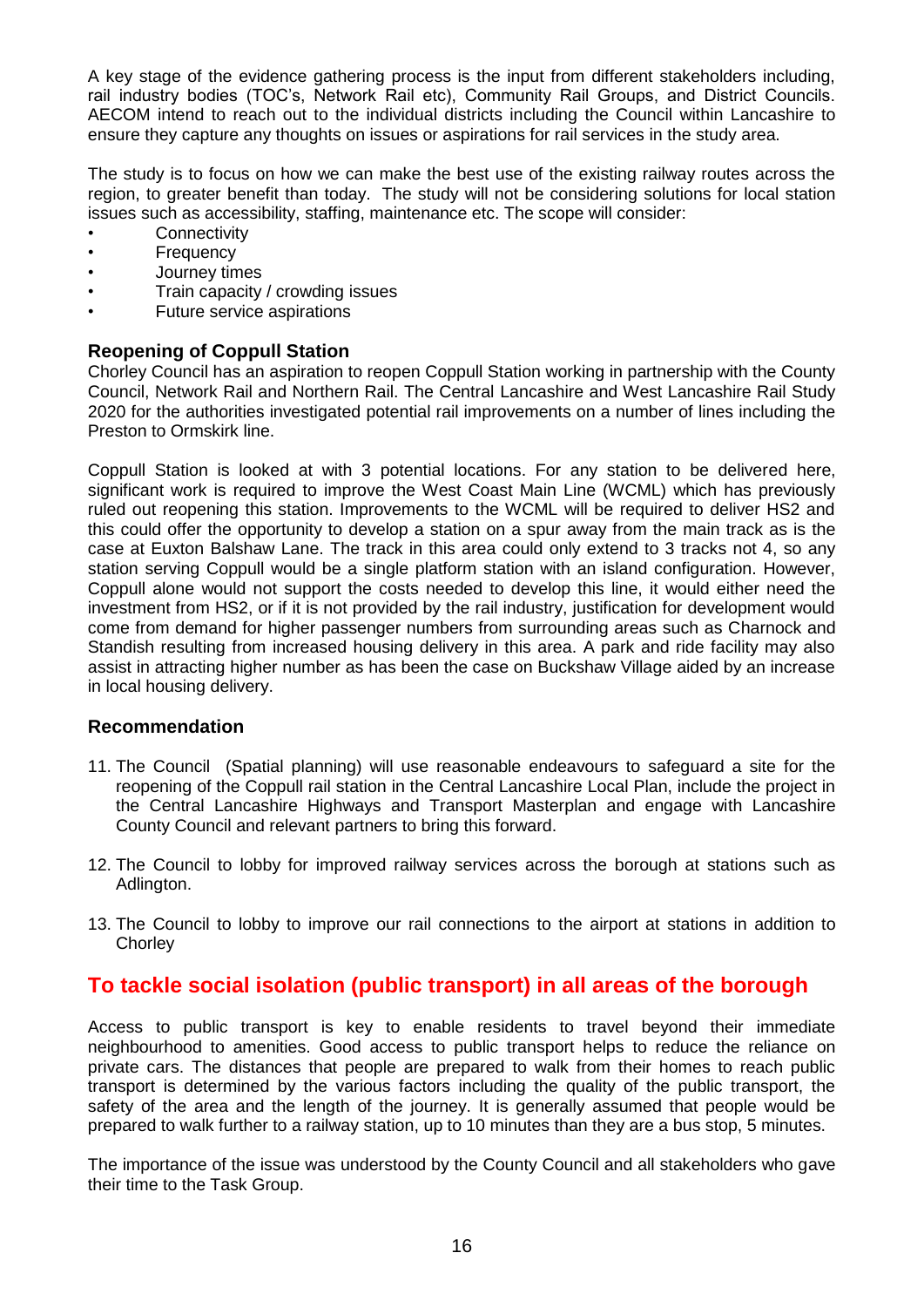A key stage of the evidence gathering process is the input from different stakeholders including, rail industry bodies (TOC's, Network Rail etc), Community Rail Groups, and District Councils. AECOM intend to reach out to the individual districts including the Council within Lancashire to ensure they capture any thoughts on issues or aspirations for rail services in the study area.

The study is to focus on how we can make the best use of the existing railway routes across the region, to greater benefit than today. The study will not be considering solutions for local station issues such as accessibility, staffing, maintenance etc. The scope will consider:

- Connectivity
- Frequency
- Journey times
- Train capacity / crowding issues
- Future service aspirations

### Reopening of Coppull Station

Chorley Council has an aspiration to reopen Coppull Station working in partnership with the County Council, Network Rail and Northern Rail. The Central Lancashire and West Lancashire Rail Study 2020 for the authorities investigated potential rail improvements on a number of lines including the Preston to Ormskirk line.

Coppull Station is looked at with 3 potential locations. For any station to be delivered here, significant work is required to improve the West Coast Main Line (WCML) which has previously ruled out reopening this station. Improvements to the WCML will be required to deliver HS2 and this could offer the opportunity to develop a station on a spur away from the main track as is the case at Euxton Balshaw Lane. The track in this area could only extend to 3 tracks not 4, so any station serving Coppull would be a single platform station with an island configuration. However, Coppull alone would not support the costs needed to develop this line, it would either need the investment from HS2, or if it is not provided by the rail industry, justification for development would come from demand for higher passenger numbers from surrounding areas such as Charnock and Standish resulting from increased housing delivery in this area. A park and ride facility may also assist in attracting higher number as has been the case on Buckshaw Village aided by an increase in local housing delivery.

### Recommendation

11. The Council (Spatial planning) will use reasonable endeavours to safeguard a site for the reopening of the Coppull rail station in the Central Lancashire Local Plan, include the project in the Central Lancashire Highways and Transport Masterplan and engage with Lancashire County Council and relevant partners to bring this forward.

12. The Council to lobby for improved railway services across the borough at stations such as Adlington.

13. The Council to lobby to improve our rail connections to the airport at stations in addition to Chorley

## To tackle social isolation (public transport) in all areas of the borough

Access to public transport is key to enable residents to travel beyond their immediate neighbourhood to amenities. Good access to public transport helps to reduce the reliance on private cars. The distances that people are prepared to walk from their homes to reach public transport is determined by the various factors including the quality of the public transport, the safety of the area and the length of the journey. It is generally assumed that people would be prepared to walk further to a railway station, up to 10 minutes than they are a bus stop, 5 minutes.

The importance of the issue was understood by the County Council and all stakeholders who gave their time to the Task Group.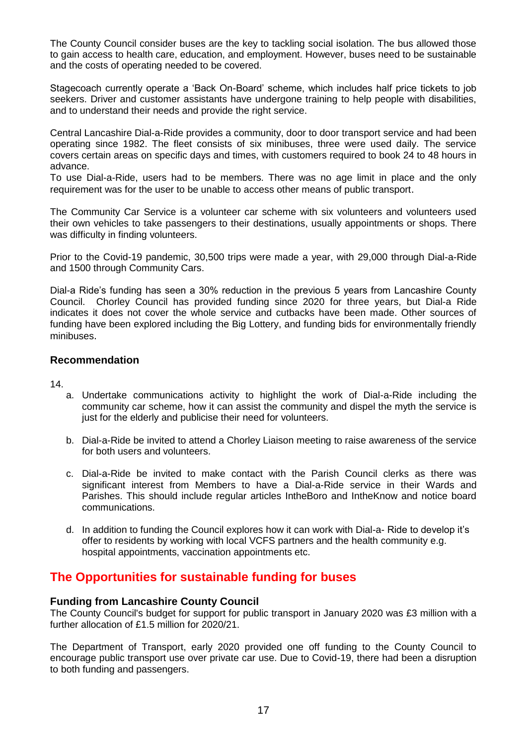The County Council consider buses are the key to tackling social isolation. The bus allowed those to gain access to health care, education, and employment. However, buses need to be sustainable and the costs of operating needed to be covered.

Stagecoach currently operate a 'Back On-Board' scheme, which includes half price tickets to job seekers. Driver and customer assistants have undergone training to help people with disabilities, and to understand their needs and provide the right service.

Central Lancashire Dial-a-Ride provides a community, door to door transport service and had been operating since 1982. The fleet consists of six minibuses, three were used daily. The service covers certain areas on specific days and times, with customers required to book 24 to 48 hours in advance.
To use Dial-a-Ride, users had to be members. There was no age limit in place and the only requirement was for the user to be unable to access other means of public transport.

The Community Car Service is a volunteer car scheme with six volunteers and volunteers used their own vehicles to take passengers to their destinations, usually appointments or shops. There was difficulty in finding volunteers.

Prior to the Covid-19 pandemic, 30,500 trips were made a year, with 29,000 through Dial-a-Ride and 1500 through Community Cars.

Dial-a Ride's funding has seen a 30% reduction in the previous 5 years from Lancashire County Council. Chorley Council has provided funding since 2020 for three years, but Dial-a Ride indicates it does not cover the whole service and cutbacks have been made. Other sources of funding have been explored including the Big Lottery, and funding bids for environmentally friendly minibuses.

### Recommendation

14.

a. Undertake communications activity to highlight the work of Dial-a-Ride including the community car scheme, how it can assist the community and dispel the myth the service is just for the elderly and publicise their need for volunteers.

b. Dial-a-Ride be invited to attend a Chorley Liaison meeting to raise awareness of the service for both users and volunteers.

c. Dial-a-Ride be invited to make contact with the Parish Council clerks as there was significant interest from Members to have a Dial-a-Ride service in their Wards and Parishes. This should include regular articles IntheBoro and IntheKnow and notice board communications.

d. In addition to funding the Council explores how it can work with Dial-a- Ride to develop it's offer to residents by working with local VCFS partners and the health community e.g. hospital appointments, vaccination appointments etc.

## The Opportunities for sustainable funding for buses

### Funding from Lancashire County Council

The County Council's budget for support for public transport in January 2020 was £3 million with a further allocation of £1.5 million for 2020/21.

The Department of Transport, early 2020 provided one off funding to the County Council to encourage public transport use over private car use. Due to Covid-19, there had been a disruption to both funding and passengers.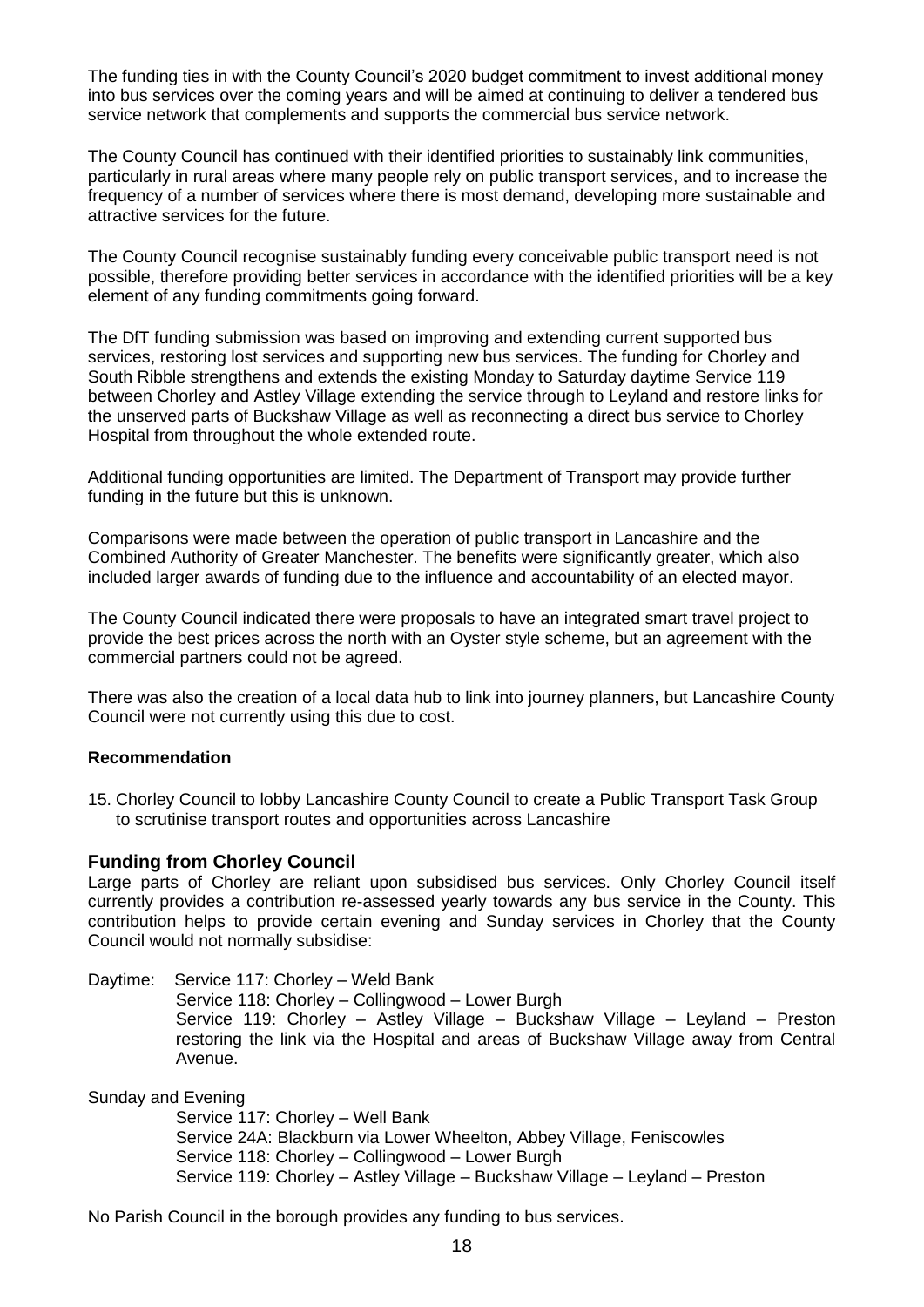The funding ties in with the County Council's 2020 budget commitment to invest additional money into bus services over the coming years and will be aimed at continuing to deliver a tendered bus service network that complements and supports the commercial bus service network.

The County Council has continued with their identified priorities to sustainably link communities, particularly in rural areas where many people rely on public transport services, and to increase the frequency of a number of services where there is most demand, developing more sustainable and attractive services for the future.

The County Council recognise sustainably funding every conceivable public transport need is not possible, therefore providing better services in accordance with the identified priorities will be a key element of any funding commitments going forward.

The DfT funding submission was based on improving and extending current supported bus services, restoring lost services and supporting new bus services. The funding for Chorley and South Ribble strengthens and extends the existing Monday to Saturday daytime Service 119 between Chorley and Astley Village extending the service through to Leyland and restore links for the unserved parts of Buckshaw Village as well as reconnecting a direct bus service to Chorley Hospital from throughout the whole extended route.

Additional funding opportunities are limited. The Department of Transport may provide further funding in the future but this is unknown.

Comparisons were made between the operation of public transport in Lancashire and the Combined Authority of Greater Manchester. The benefits were significantly greater, which also included larger awards of funding due to the influence and accountability of an elected mayor.

The County Council indicated there were proposals to have an integrated smart travel project to provide the best prices across the north with an Oyster style scheme, but an agreement with the commercial partners could not be agreed.

There was also the creation of a local data hub to link into journey planners, but Lancashire County Council were not currently using this due to cost.

**Recommendation**

15. Chorley Council to lobby Lancashire County Council to create a Public Transport Task Group to scrutinise transport routes and opportunities across Lancashire

## Funding from Chorley Council

Large parts of Chorley are reliant upon subsidised bus services. Only Chorley Council itself currently provides a contribution re-assessed yearly towards any bus service in the County. This contribution helps to provide certain evening and Sunday services in Chorley that the County Council would not normally subsidise:

Daytime:
- Service 117: Chorley – Weld Bank
- Service 118: Chorley – Collingwood – Lower Burgh
- Service 119: Chorley – Astley Village – Buckshaw Village – Leyland – Preston restoring the link via the Hospital and areas of Buckshaw Village away from Central Avenue.

Sunday and Evening
- Service 117: Chorley – Well Bank
- Service 24A: Blackburn via Lower Wheelton, Abbey Village, Feniscowles
- Service 118: Chorley – Collingwood – Lower Burgh
- Service 119: Chorley – Astley Village – Buckshaw Village – Leyland – Preston

No Parish Council in the borough provides any funding to bus services.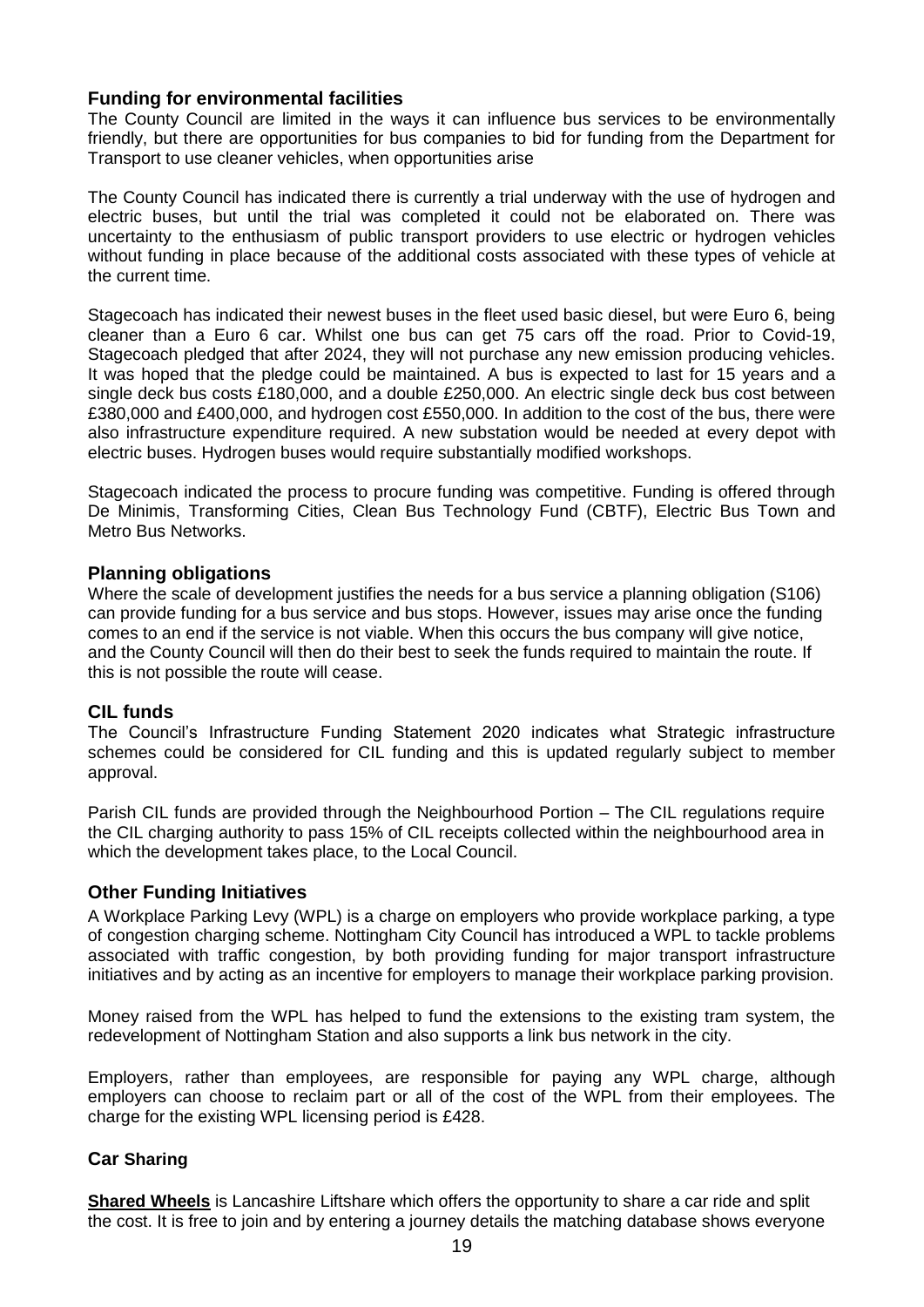## Funding for environmental facilities

The County Council are limited in the ways it can influence bus services to be environmentally friendly, but there are opportunities for bus companies to bid for funding from the Department for Transport to use cleaner vehicles, when opportunities arise

The County Council has indicated there is currently a trial underway with the use of hydrogen and electric buses, but until the trial was completed it could not be elaborated on. There was uncertainty to the enthusiasm of public transport providers to use electric or hydrogen vehicles without funding in place because of the additional costs associated with these types of vehicle at the current time.

Stagecoach has indicated their newest buses in the fleet used basic diesel, but were Euro 6, being cleaner than a Euro 6 car. Whilst one bus can get 75 cars off the road. Prior to Covid-19, Stagecoach pledged that after 2024, they will not purchase any new emission producing vehicles. It was hoped that the pledge could be maintained. A bus is expected to last for 15 years and a single deck bus costs £180,000, and a double £250,000. An electric single deck bus cost between £380,000 and £400,000, and hydrogen cost £550,000. In addition to the cost of the bus, there were also infrastructure expenditure required. A new substation would be needed at every depot with electric buses. Hydrogen buses would require substantially modified workshops.

Stagecoach indicated the process to procure funding was competitive. Funding is offered through De Minimis, Transforming Cities, Clean Bus Technology Fund (CBTF), Electric Bus Town and Metro Bus Networks.

## Planning obligations

Where the scale of development justifies the needs for a bus service a planning obligation (S106) can provide funding for a bus service and bus stops. However, issues may arise once the funding comes to an end if the service is not viable. When this occurs the bus company will give notice, and the County Council will then do their best to seek the funds required to maintain the route. If this is not possible the route will cease.

## CIL funds

The Council's Infrastructure Funding Statement 2020 indicates what Strategic infrastructure schemes could be considered for CIL funding and this is updated regularly subject to member approval.

Parish CIL funds are provided through the Neighbourhood Portion – The CIL regulations require the CIL charging authority to pass 15% of CIL receipts collected within the neighbourhood area in which the development takes place, to the Local Council.

## Other Funding Initiatives

A Workplace Parking Levy (WPL) is a charge on employers who provide workplace parking, a type of congestion charging scheme. Nottingham City Council has introduced a WPL to tackle problems associated with traffic congestion, by both providing funding for major transport infrastructure initiatives and by acting as an incentive for employers to manage their workplace parking provision.

Money raised from the WPL has helped to fund the extensions to the existing tram system, the redevelopment of Nottingham Station and also supports a link bus network in the city.

Employers, rather than employees, are responsible for paying any WPL charge, although employers can choose to reclaim part or all of the cost of the WPL from their employees. The charge for the existing WPL licensing period is £428.

## Car Sharing

**Shared Wheels** is Lancashire Liftshare which offers the opportunity to share a car ride and split the cost. It is free to join and by entering a journey details the matching database shows everyone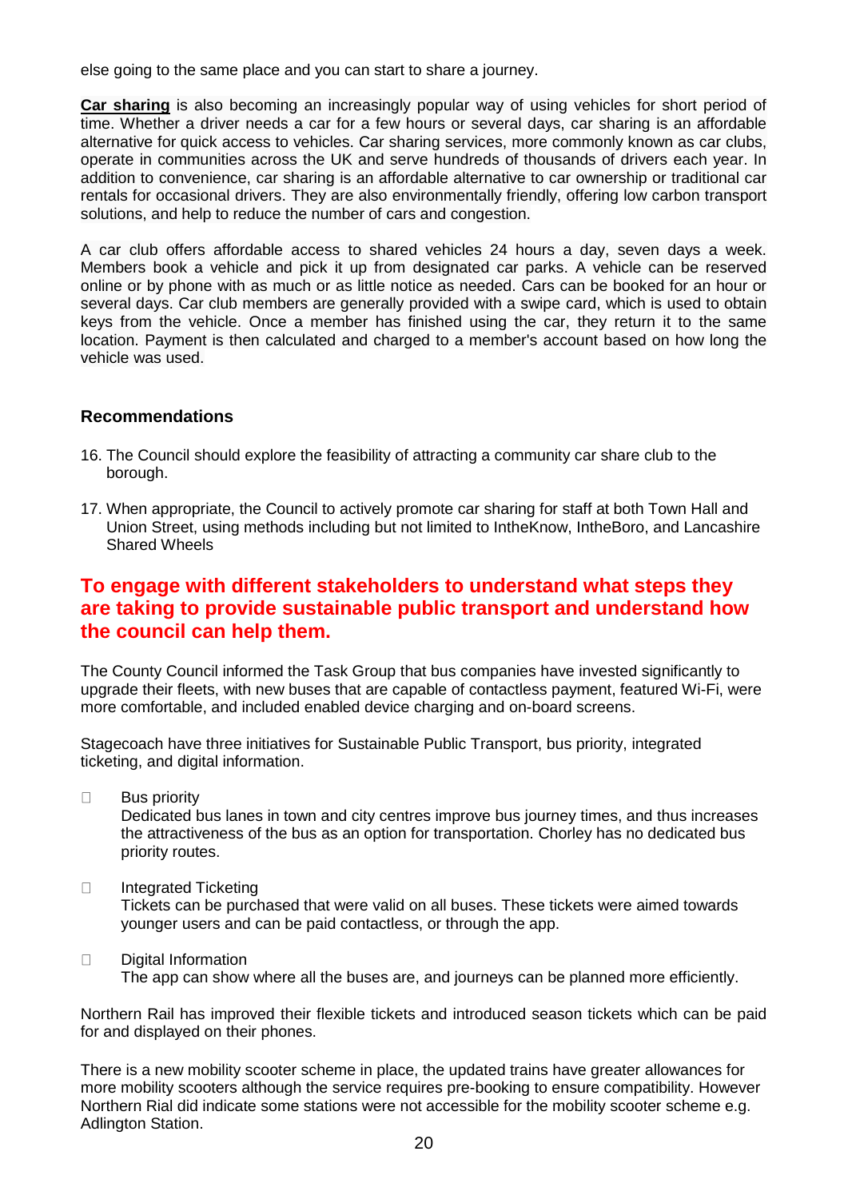else going to the same place and you can start to share a journey.

**Car sharing** is also becoming an increasingly popular way of using vehicles for short period of time. Whether a driver needs a car for a few hours or several days, car sharing is an affordable alternative for quick access to vehicles. Car sharing services, more commonly known as car clubs, operate in communities across the UK and serve hundreds of thousands of drivers each year. In addition to convenience, car sharing is an affordable alternative to car ownership or traditional car rentals for occasional drivers. They are also environmentally friendly, offering low carbon transport solutions, and help to reduce the number of cars and congestion.

A car club offers affordable access to shared vehicles 24 hours a day, seven days a week. Members book a vehicle and pick it up from designated car parks. A vehicle can be reserved online or by phone with as much or as little notice as needed. Cars can be booked for an hour or several days. Car club members are generally provided with a swipe card, which is used to obtain keys from the vehicle. Once a member has finished using the car, they return it to the same location. Payment is then calculated and charged to a member's account based on how long the vehicle was used.

### Recommendations

16. The Council should explore the feasibility of attracting a community car share club to the borough.

17. When appropriate, the Council to actively promote car sharing for staff at both Town Hall and Union Street, using methods including but not limited to IntheKnow, IntheBoro, and Lancashire Shared Wheels

## To engage with different stakeholders to understand what steps they are taking to provide sustainable public transport and understand how the council can help them.

The County Council informed the Task Group that bus companies have invested significantly to upgrade their fleets, with new buses that are capable of contactless payment, featured Wi-Fi, were more comfortable, and included enabled device charging and on-board screens.

Stagecoach have three initiatives for Sustainable Public Transport, bus priority, integrated ticketing, and digital information.

- Bus priority
  Dedicated bus lanes in town and city centres improve bus journey times, and thus increases the attractiveness of the bus as an option for transportation. Chorley has no dedicated bus priority routes.

- Integrated Ticketing
  Tickets can be purchased that were valid on all buses. These tickets were aimed towards younger users and can be paid contactless, or through the app.

- Digital Information
  The app can show where all the buses are, and journeys can be planned more efficiently.

Northern Rail has improved their flexible tickets and introduced season tickets which can be paid for and displayed on their phones.

There is a new mobility scooter scheme in place, the updated trains have greater allowances for more mobility scooters although the service requires pre-booking to ensure compatibility. However Northern Rial did indicate some stations were not accessible for the mobility scooter scheme e.g. Adlington Station.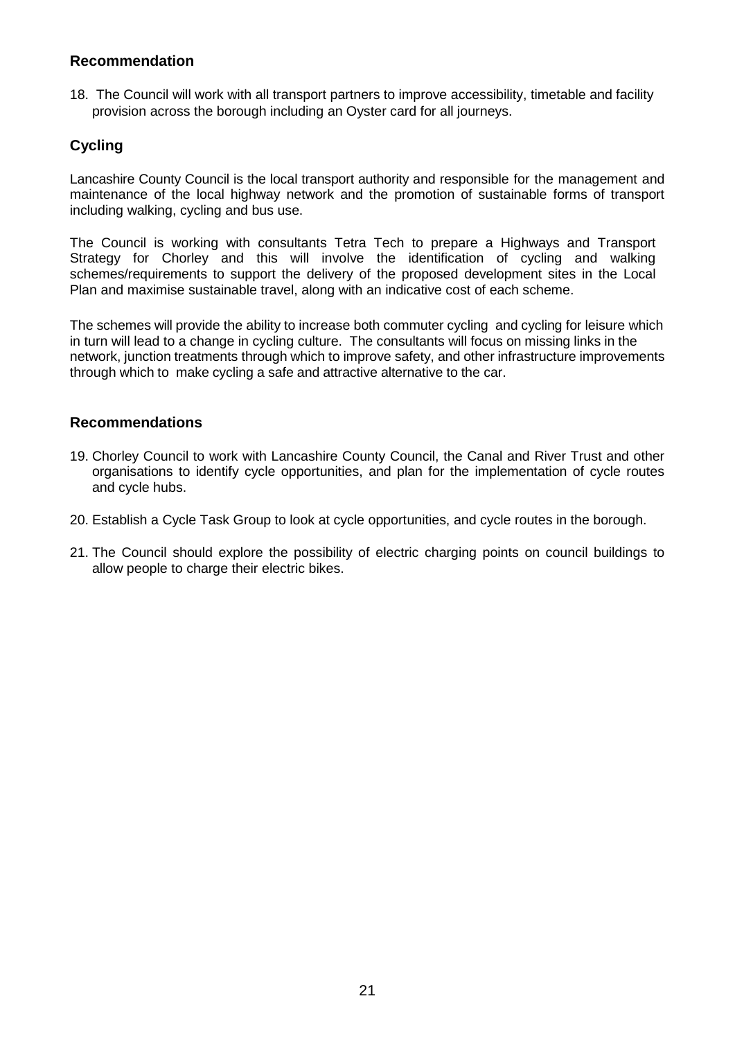## Recommendation

18. The Council will work with all transport partners to improve accessibility, timetable and facility provision across the borough including an Oyster card for all journeys.

## Cycling

Lancashire County Council is the local transport authority and responsible for the management and maintenance of the local highway network and the promotion of sustainable forms of transport including walking, cycling and bus use.

The Council is working with consultants Tetra Tech to prepare a Highways and Transport Strategy for Chorley and this will involve the identification of cycling and walking schemes/requirements to support the delivery of the proposed development sites in the Local Plan and maximise sustainable travel, along with an indicative cost of each scheme.

The schemes will provide the ability to increase both commuter cycling and cycling for leisure which in turn will lead to a change in cycling culture. The consultants will focus on missing links in the network, junction treatments through which to improve safety, and other infrastructure improvements through which to make cycling a safe and attractive alternative to the car.

## Recommendations

19. Chorley Council to work with Lancashire County Council, the Canal and River Trust and other organisations to identify cycle opportunities, and plan for the implementation of cycle routes and cycle hubs.
20. Establish a Cycle Task Group to look at cycle opportunities, and cycle routes in the borough.
21. The Council should explore the possibility of electric charging points on council buildings to allow people to charge their electric bikes.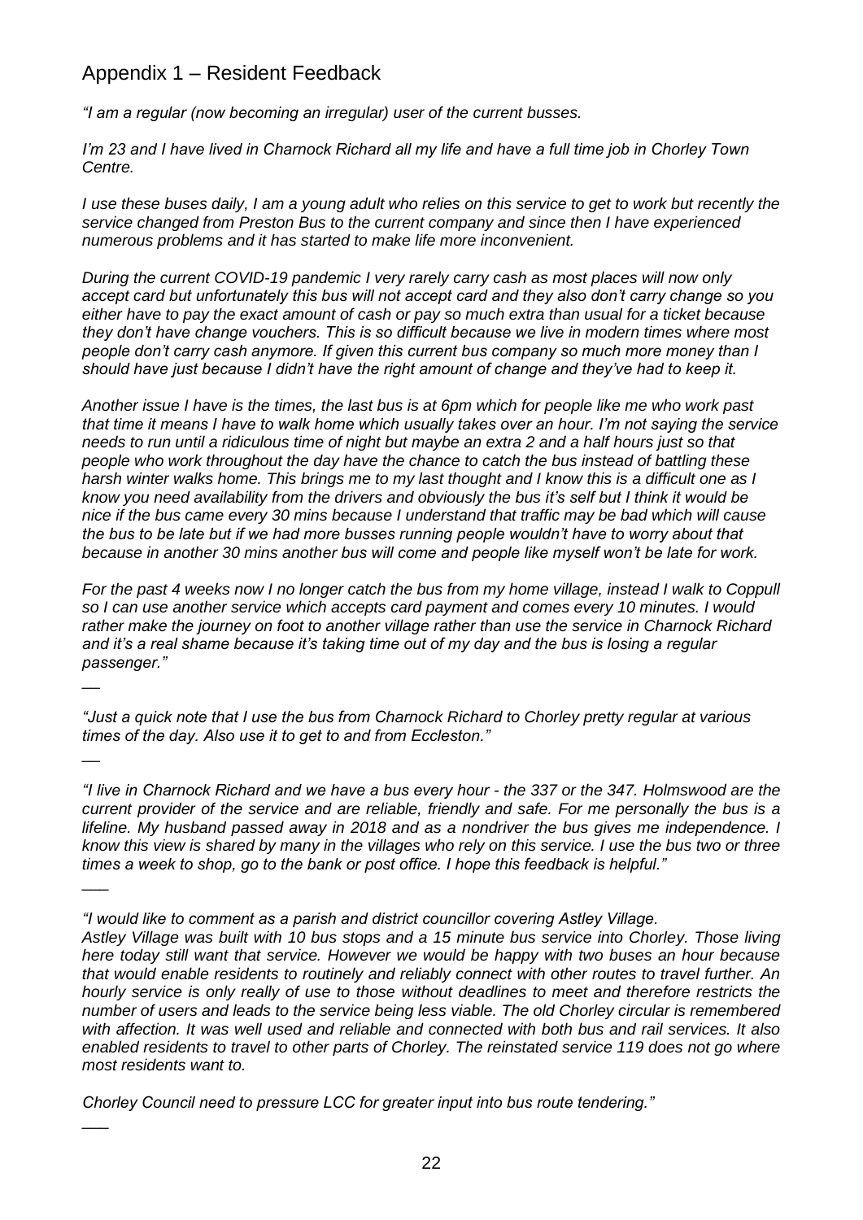## Appendix 1 – Resident Feedback

*"I am a regular (now becoming an irregular) user of the current busses.*

*I'm 23 and I have lived in Charnock Richard all my life and have a full time job in Chorley Town Centre.*

*I use these buses daily, I am a young adult who relies on this service to get to work but recently the service changed from Preston Bus to the current company and since then I have experienced numerous problems and it has started to make life more inconvenient.*

*During the current COVID-19 pandemic I very rarely carry cash as most places will now only accept card but unfortunately this bus will not accept card and they also don't carry change so you either have to pay the exact amount of cash or pay so much extra than usual for a ticket because they don't have change vouchers. This is so difficult because we live in modern times where most people don't carry cash anymore. If given this current bus company so much more money than I should have just because I didn't have the right amount of change and they've had to keep it.*

*Another issue I have is the times, the last bus is at 6pm which for people like me who work past that time it means I have to walk home which usually takes over an hour. I'm not saying the service needs to run until a ridiculous time of night but maybe an extra 2 and a half hours just so that people who work throughout the day have the chance to catch the bus instead of battling these harsh winter walks home. This brings me to my last thought and I know this is a difficult one as I know you need availability from the drivers and obviously the bus it's self but I think it would be nice if the bus came every 30 mins because I understand that traffic may be bad which will cause the bus to be late but if we had more busses running people wouldn't have to worry about that because in another 30 mins another bus will come and people like myself won't be late for work.*

*For the past 4 weeks now I no longer catch the bus from my home village, instead I walk to Coppull so I can use another service which accepts card payment and comes every 10 minutes. I would rather make the journey on foot to another village rather than use the service in Charnock Richard and it's a real shame because it's taking time out of my day and the bus is losing a regular passenger."*

—

*"Just a quick note that I use the bus from Charnock Richard to Chorley pretty regular at various times of the day. Also use it to get to and from Eccleston."*

—

*"I live in Charnock Richard and we have a bus every hour - the 337 or the 347. Holmswood are the current provider of the service and are reliable, friendly and safe. For me personally the bus is a lifeline. My husband passed away in 2018 and as a nondriver the bus gives me independence. I know this view is shared by many in the villages who rely on this service. I use the bus two or three times a week to shop, go to the bank or post office. I hope this feedback is helpful."*

—

*"I would like to comment as a parish and district councillor covering Astley Village.*
*Astley Village was built with 10 bus stops and a 15 minute bus service into Chorley. Those living here today still want that service. However we would be happy with two buses an hour because that would enable residents to routinely and reliably connect with other routes to travel further. An hourly service is only really of use to those without deadlines to meet and therefore restricts the number of users and leads to the service being less viable. The old Chorley circular is remembered with affection. It was well used and reliable and connected with both bus and rail services. It also enabled residents to travel to other parts of Chorley. The reinstated service 119 does not go where most residents want to.*

*Chorley Council need to pressure LCC for greater input into bus route tendering."*

—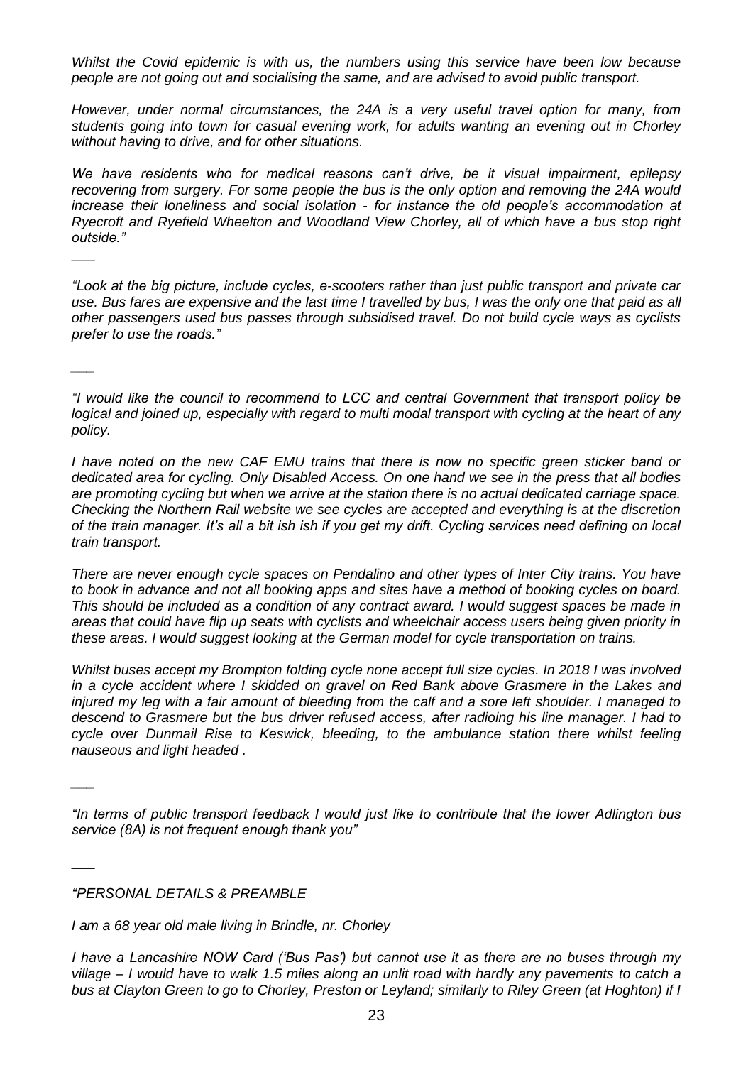*Whilst the Covid epidemic is with us, the numbers using this service have been low because people are not going out and socialising the same, and are advised to avoid public transport.*

*However, under normal circumstances, the 24A is a very useful travel option for many, from students going into town for casual evening work, for adults wanting an evening out in Chorley without having to drive, and for other situations.*

*We have residents who for medical reasons can't drive, be it visual impairment, epilepsy recovering from surgery. For some people the bus is the only option and removing the 24A would increase their loneliness and social isolation - for instance the old people's accommodation at Ryecroft and Ryefield Wheelton and Woodland View Chorley, all of which have a bus stop right outside."*

\_\_\_

*"Look at the big picture, include cycles, e-scooters rather than just public transport and private car use. Bus fares are expensive and the last time I travelled by bus, I was the only one that paid as all other passengers used bus passes through subsidised travel. Do not build cycle ways as cyclists prefer to use the roads."*

\_\_\_

*"I would like the council to recommend to LCC and central Government that transport policy be logical and joined up, especially with regard to multi modal transport with cycling at the heart of any policy.*

*I have noted on the new CAF EMU trains that there is now no specific green sticker band or dedicated area for cycling. Only Disabled Access. On one hand we see in the press that all bodies are promoting cycling but when we arrive at the station there is no actual dedicated carriage space. Checking the Northern Rail website we see cycles are accepted and everything is at the discretion of the train manager. It's all a bit ish ish if you get my drift. Cycling services need defining on local train transport.*

*There are never enough cycle spaces on Pendalino and other types of Inter City trains. You have to book in advance and not all booking apps and sites have a method of booking cycles on board. This should be included as a condition of any contract award. I would suggest spaces be made in areas that could have flip up seats with cyclists and wheelchair access users being given priority in these areas. I would suggest looking at the German model for cycle transportation on trains.*

*Whilst buses accept my Brompton folding cycle none accept full size cycles. In 2018 I was involved in a cycle accident where I skidded on gravel on Red Bank above Grasmere in the Lakes and injured my leg with a fair amount of bleeding from the calf and a sore left shoulder. I managed to descend to Grasmere but the bus driver refused access, after radioing his line manager. I had to cycle over Dunmail Rise to Keswick, bleeding, to the ambulance station there whilst feeling nauseous and light headed .*

\_\_\_

*"In terms of public transport feedback I would just like to contribute that the lower Adlington bus service (8A) is not frequent enough thank you"*

\_\_\_

*"PERSONAL DETAILS & PREAMBLE*

*I am a 68 year old male living in Brindle, nr. Chorley*

*I have a Lancashire NOW Card ('Bus Pas') but cannot use it as there are no buses through my village – I would have to walk 1.5 miles along an unlit road with hardly any pavements to catch a bus at Clayton Green to go to Chorley, Preston or Leyland; similarly to Riley Green (at Hoghton) if I*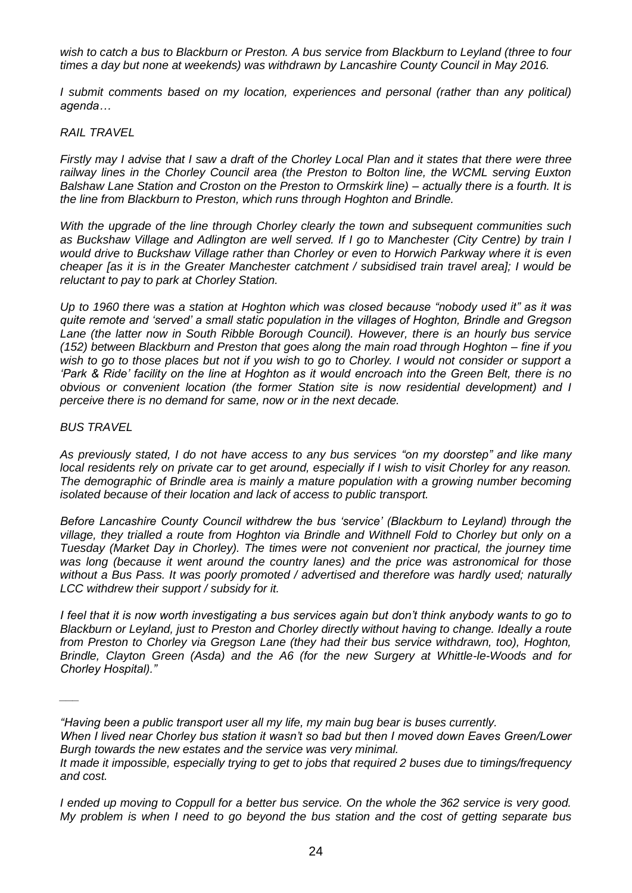*wish to catch a bus to Blackburn or Preston. A bus service from Blackburn to Leyland (three to four times a day but none at weekends) was withdrawn by Lancashire County Council in May 2016.*

*I submit comments based on my location, experiences and personal (rather than any political) agenda…*

*RAIL TRAVEL*

*Firstly may I advise that I saw a draft of the Chorley Local Plan and it states that there were three railway lines in the Chorley Council area (the Preston to Bolton line, the WCML serving Euxton Balshaw Lane Station and Croston on the Preston to Ormskirk line) – actually there is a fourth. It is the line from Blackburn to Preston, which runs through Hoghton and Brindle.*

*With the upgrade of the line through Chorley clearly the town and subsequent communities such as Buckshaw Village and Adlington are well served. If I go to Manchester (City Centre) by train I would drive to Buckshaw Village rather than Chorley or even to Horwich Parkway where it is even cheaper [as it is in the Greater Manchester catchment / subsidised train travel area]; I would be reluctant to pay to park at Chorley Station.*

*Up to 1960 there was a station at Hoghton which was closed because "nobody used it" as it was quite remote and 'served' a small static population in the villages of Hoghton, Brindle and Gregson Lane (the latter now in South Ribble Borough Council). However, there is an hourly bus service (152) between Blackburn and Preston that goes along the main road through Hoghton – fine if you wish to go to those places but not if you wish to go to Chorley. I would not consider or support a 'Park & Ride' facility on the line at Hoghton as it would encroach into the Green Belt, there is no obvious or convenient location (the former Station site is now residential development) and I perceive there is no demand for same, now or in the next decade.*

*BUS TRAVEL*

*As previously stated, I do not have access to any bus services "on my doorstep" and like many local residents rely on private car to get around, especially if I wish to visit Chorley for any reason. The demographic of Brindle area is mainly a mature population with a growing number becoming isolated because of their location and lack of access to public transport.*

*Before Lancashire County Council withdrew the bus 'service' (Blackburn to Leyland) through the village, they trialled a route from Hoghton via Brindle and Withnell Fold to Chorley but only on a Tuesday (Market Day in Chorley). The times were not convenient nor practical, the journey time was long (because it went around the country lanes) and the price was astronomical for those without a Bus Pass. It was poorly promoted / advertised and therefore was hardly used; naturally LCC withdrew their support / subsidy for it.*

*I feel that it is now worth investigating a bus services again but don't think anybody wants to go to Blackburn or Leyland, just to Preston and Chorley directly without having to change. Ideally a route from Preston to Chorley via Gregson Lane (they had their bus service withdrawn, too), Hoghton, Brindle, Clayton Green (Asda) and the A6 (for the new Surgery at Whittle-le-Woods and for Chorley Hospital)."*

___

*"Having been a public transport user all my life, my main bug bear is buses currently.*
*When I lived near Chorley bus station it wasn't so bad but then I moved down Eaves Green/Lower Burgh towards the new estates and the service was very minimal.*
*It made it impossible, especially trying to get to jobs that required 2 buses due to timings/frequency and cost.*

*I ended up moving to Coppull for a better bus service. On the whole the 362 service is very good. My problem is when I need to go beyond the bus station and the cost of getting separate bus*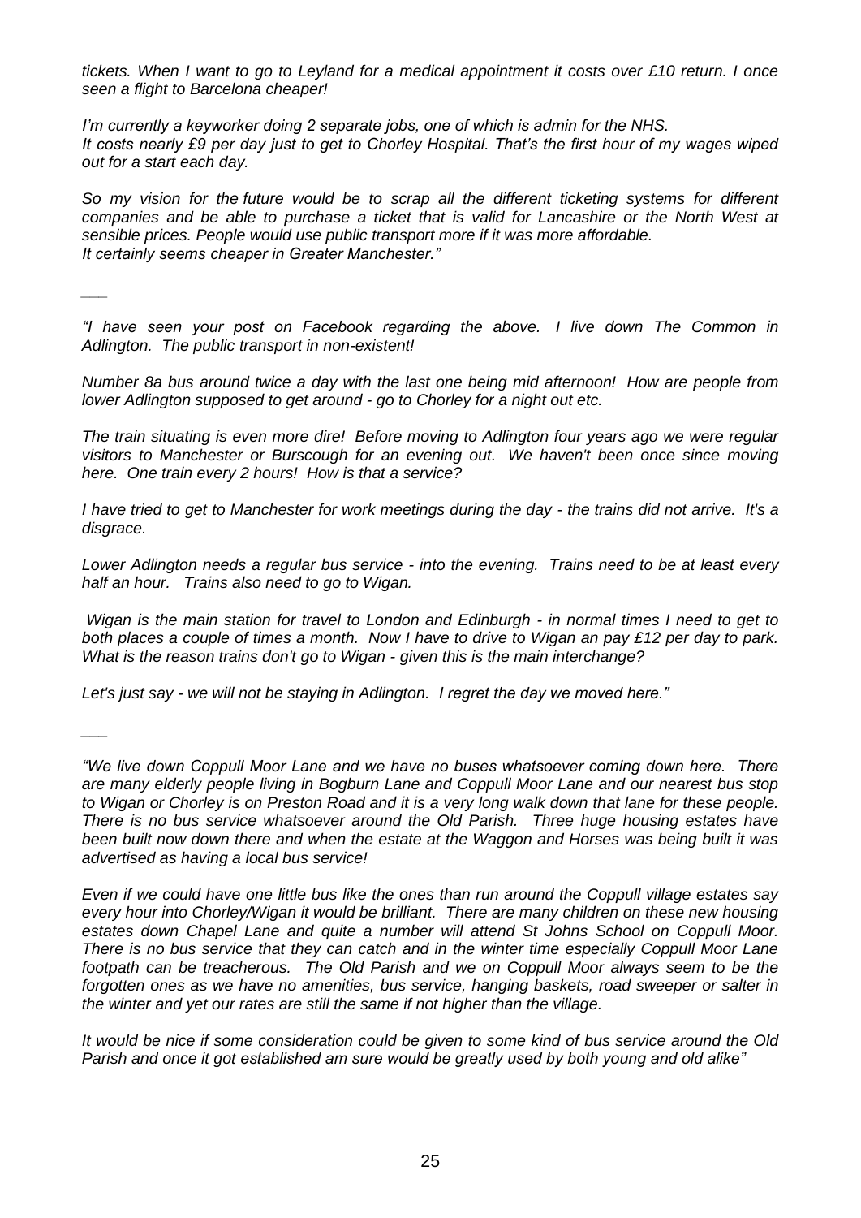*tickets. When I want to go to Leyland for a medical appointment it costs over £10 return. I once seen a flight to Barcelona cheaper!*

*I'm currently a keyworker doing 2 separate jobs, one of which is admin for the NHS. It costs nearly £9 per day just to get to Chorley Hospital. That's the first hour of my wages wiped out for a start each day.*

*So my vision for the future would be to scrap all the different ticketing systems for different companies and be able to purchase a ticket that is valid for Lancashire or the North West at sensible prices. People would use public transport more if it was more affordable. It certainly seems cheaper in Greater Manchester."*

___

*"I have seen your post on Facebook regarding the above. I live down The Common in Adlington. The public transport in non-existent!*

*Number 8a bus around twice a day with the last one being mid afternoon! How are people from lower Adlington supposed to get around - go to Chorley for a night out etc.*

*The train situating is even more dire! Before moving to Adlington four years ago we were regular visitors to Manchester or Burscough for an evening out. We haven't been once since moving here. One train every 2 hours! How is that a service?*

*I have tried to get to Manchester for work meetings during the day - the trains did not arrive. It's a disgrace.*

*Lower Adlington needs a regular bus service - into the evening. Trains need to be at least every half an hour. Trains also need to go to Wigan.*

*Wigan is the main station for travel to London and Edinburgh - in normal times I need to get to both places a couple of times a month. Now I have to drive to Wigan an pay £12 per day to park. What is the reason trains don't go to Wigan - given this is the main interchange?*

*Let's just say - we will not be staying in Adlington. I regret the day we moved here."*

___

*"We live down Coppull Moor Lane and we have no buses whatsoever coming down here. There are many elderly people living in Bogburn Lane and Coppull Moor Lane and our nearest bus stop to Wigan or Chorley is on Preston Road and it is a very long walk down that lane for these people. There is no bus service whatsoever around the Old Parish. Three huge housing estates have been built now down there and when the estate at the Waggon and Horses was being built it was advertised as having a local bus service!*

*Even if we could have one little bus like the ones than run around the Coppull village estates say every hour into Chorley/Wigan it would be brilliant. There are many children on these new housing estates down Chapel Lane and quite a number will attend St Johns School on Coppull Moor. There is no bus service that they can catch and in the winter time especially Coppull Moor Lane footpath can be treacherous. The Old Parish and we on Coppull Moor always seem to be the forgotten ones as we have no amenities, bus service, hanging baskets, road sweeper or salter in the winter and yet our rates are still the same if not higher than the village.*

*It would be nice if some consideration could be given to some kind of bus service around the Old Parish and once it got established am sure would be greatly used by both young and old alike"*